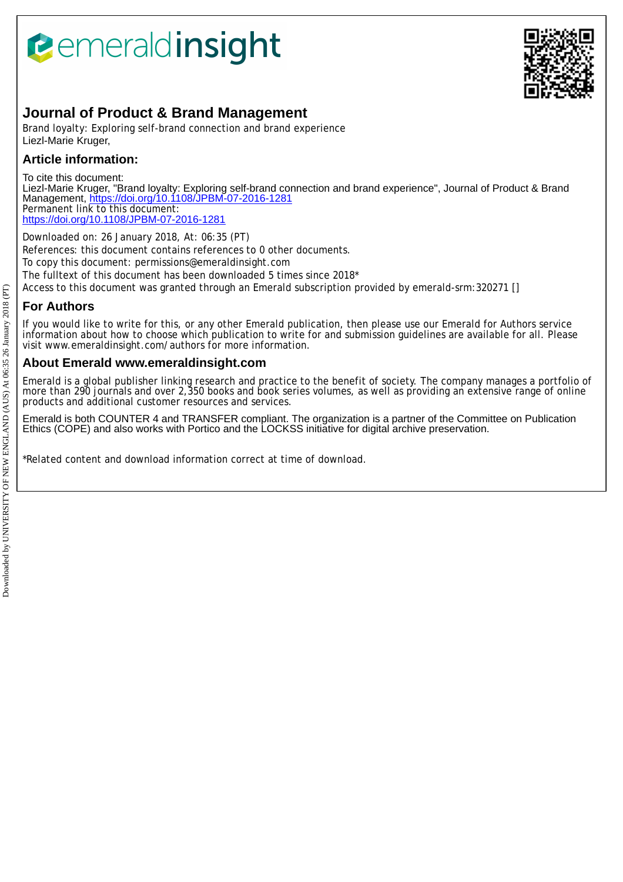# Journal of Product & Brand Management

Brand loyalty: Exploring self-brand connection and brand experience

Liezl-Marie Kruger,

## Article information:

To cite this document:
Liezl-Marie Kruger, "Brand loyalty: Exploring self-brand connection and brand experience", Journal of Product & Brand Management, https://doi.org/10.1108/JPBM-07-2016-1281

Permanent link to this document:
https://doi.org/10.1108/JPBM-07-2016-1281

Downloaded on: 26 January 2018, At: 06:35 (PT)

References: this document contains references to 0 other documents.

To copy this document: permissions@emeraldinsight.com

The fulltext of this document has been downloaded 5 times since 2018*

Access to this document was granted through an Emerald subscription provided by emerald-srm:320271 []

## For Authors

If you would like to write for this, or any other Emerald publication, then please use our Emerald for Authors service information about how to choose which publication to write for and submission guidelines are available for all. Please visit www.emeraldinsight.com/authors for more information.

## About Emerald www.emeraldinsight.com

Emerald is a global publisher linking research and practice to the benefit of society. The company manages a portfolio of more than 290 journals and over 2,350 books and book series volumes, as well as providing an extensive range of online products and additional customer resources and services.

Emerald is both COUNTER 4 and TRANSFER compliant. The organization is a partner of the Committee on Publication Ethics (COPE) and also works with Portico and the LOCKSS initiative for digital archive preservation.

*Related content and download information correct at time of download.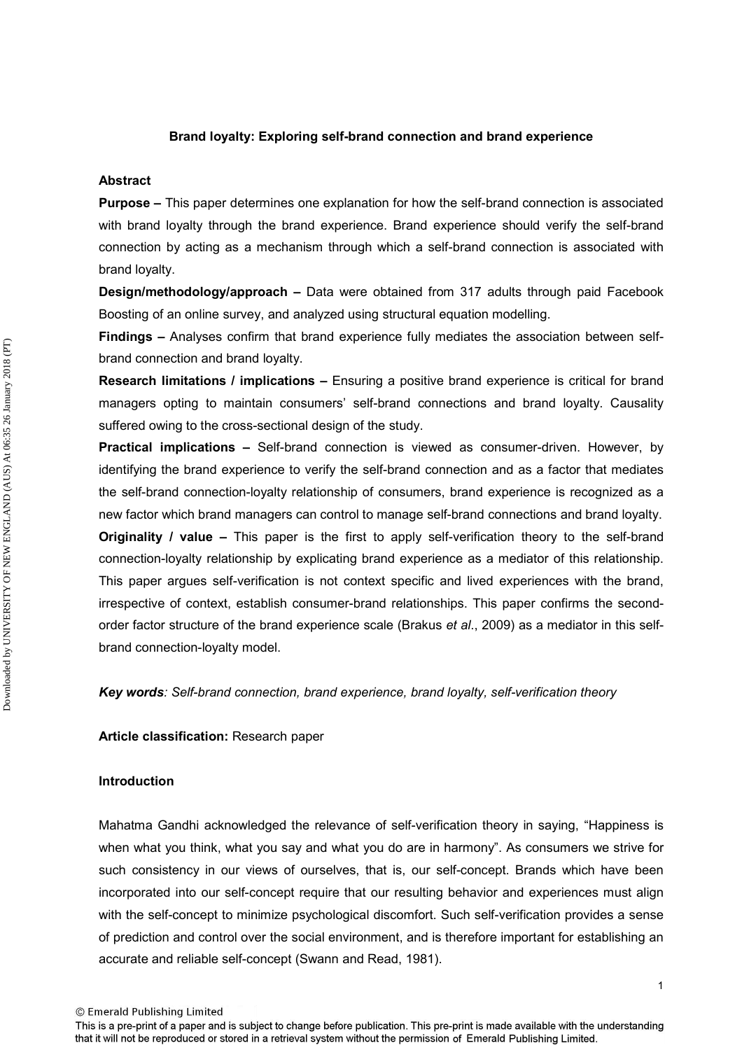**Brand loyalty: Exploring self-brand connection and brand experience**

**Abstract**

**Purpose –** This paper determines one explanation for how the self-brand connection is associated with brand loyalty through the brand experience. Brand experience should verify the self-brand connection by acting as a mechanism through which a self-brand connection is associated with brand loyalty.

**Design/methodology/approach –** Data were obtained from 317 adults through paid Facebook Boosting of an online survey, and analyzed using structural equation modelling.

**Findings –** Analyses confirm that brand experience fully mediates the association between self-brand connection and brand loyalty.

**Research limitations / implications –** Ensuring a positive brand experience is critical for brand managers opting to maintain consumers' self-brand connections and brand loyalty. Causality suffered owing to the cross-sectional design of the study.

**Practical implications –** Self-brand connection is viewed as consumer-driven. However, by identifying the brand experience to verify the self-brand connection and as a factor that mediates the self-brand connection-loyalty relationship of consumers, brand experience is recognized as a new factor which brand managers can control to manage self-brand connections and brand loyalty.

**Originality / value –** This paper is the first to apply self-verification theory to the self-brand connection-loyalty relationship by explicating brand experience as a mediator of this relationship. This paper argues self-verification is not context specific and lived experiences with the brand, irrespective of context, establish consumer-brand relationships. This paper confirms the second-order factor structure of the brand experience scale (Brakus *et al*., 2009) as a mediator in this self-brand connection-loyalty model.

***Key words**: Self-brand connection, brand experience, brand loyalty, self-verification theory*

**Article classification:** Research paper

**Introduction**

Mahatma Gandhi acknowledged the relevance of self-verification theory in saying, "Happiness is when what you think, what you say and what you do are in harmony". As consumers we strive for such consistency in our views of ourselves, that is, our self-concept. Brands which have been incorporated into our self-concept require that our resulting behavior and experiences must align with the self-concept to minimize psychological discomfort. Such self-verification provides a sense of prediction and control over the social environment, and is therefore important for establishing an accurate and reliable self-concept (Swann and Read, 1981).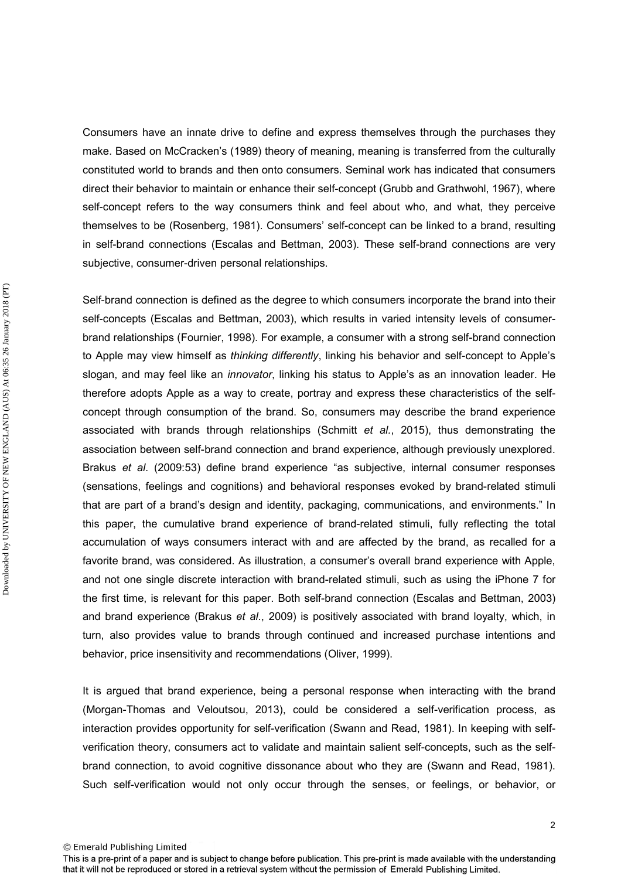Consumers have an innate drive to define and express themselves through the purchases they make. Based on McCracken's (1989) theory of meaning, meaning is transferred from the culturally constituted world to brands and then onto consumers. Seminal work has indicated that consumers direct their behavior to maintain or enhance their self-concept (Grubb and Grathwohl, 1967), where self-concept refers to the way consumers think and feel about who, and what, they perceive themselves to be (Rosenberg, 1981). Consumers' self-concept can be linked to a brand, resulting in self-brand connections (Escalas and Bettman, 2003). These self-brand connections are very subjective, consumer-driven personal relationships.

Self-brand connection is defined as the degree to which consumers incorporate the brand into their self-concepts (Escalas and Bettman, 2003), which results in varied intensity levels of consumer-brand relationships (Fournier, 1998). For example, a consumer with a strong self-brand connection to Apple may view himself as *thinking differently*, linking his behavior and self-concept to Apple's slogan, and may feel like an *innovator*, linking his status to Apple's as an innovation leader. He therefore adopts Apple as a way to create, portray and express these characteristics of the self-concept through consumption of the brand. So, consumers may describe the brand experience associated with brands through relationships (Schmitt *et al.*, 2015), thus demonstrating the association between self-brand connection and brand experience, although previously unexplored. Brakus *et al*. (2009:53) define brand experience "as subjective, internal consumer responses (sensations, feelings and cognitions) and behavioral responses evoked by brand-related stimuli that are part of a brand's design and identity, packaging, communications, and environments." In this paper, the cumulative brand experience of brand-related stimuli, fully reflecting the total accumulation of ways consumers interact with and are affected by the brand, as recalled for a favorite brand, was considered. As illustration, a consumer's overall brand experience with Apple, and not one single discrete interaction with brand-related stimuli, such as using the iPhone 7 for the first time, is relevant for this paper. Both self-brand connection (Escalas and Bettman, 2003) and brand experience (Brakus *et al*., 2009) is positively associated with brand loyalty, which, in turn, also provides value to brands through continued and increased purchase intentions and behavior, price insensitivity and recommendations (Oliver, 1999).

It is argued that brand experience, being a personal response when interacting with the brand (Morgan-Thomas and Veloutsou, 2013), could be considered a self-verification process, as interaction provides opportunity for self-verification (Swann and Read, 1981). In keeping with self-verification theory, consumers act to validate and maintain salient self-concepts, such as the self-brand connection, to avoid cognitive dissonance about who they are (Swann and Read, 1981). Such self-verification would not only occur through the senses, or feelings, or behavior, or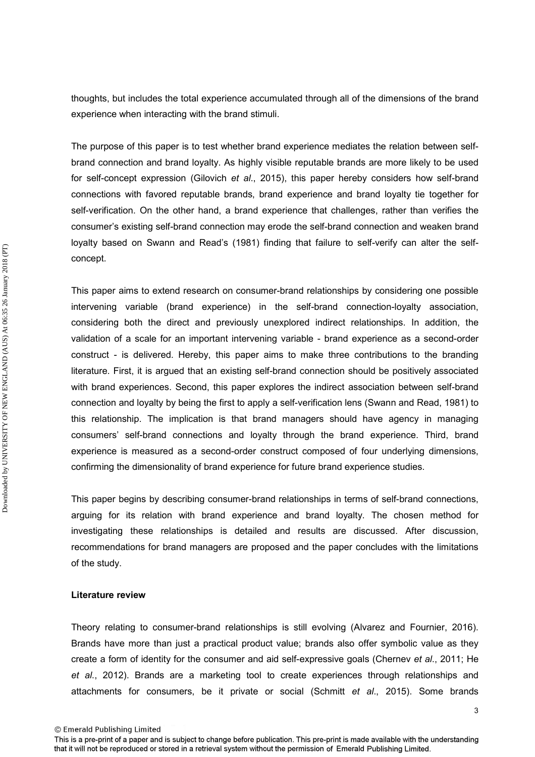thoughts, but includes the total experience accumulated through all of the dimensions of the brand experience when interacting with the brand stimuli.

The purpose of this paper is to test whether brand experience mediates the relation between self-brand connection and brand loyalty. As highly visible reputable brands are more likely to be used for self-concept expression (Gilovich *et al*., 2015), this paper hereby considers how self-brand connections with favored reputable brands, brand experience and brand loyalty tie together for self-verification. On the other hand, a brand experience that challenges, rather than verifies the consumer's existing self-brand connection may erode the self-brand connection and weaken brand loyalty based on Swann and Read's (1981) finding that failure to self-verify can alter the self-concept.

This paper aims to extend research on consumer-brand relationships by considering one possible intervening variable (brand experience) in the self-brand connection-loyalty association, considering both the direct and previously unexplored indirect relationships. In addition, the validation of a scale for an important intervening variable - brand experience as a second-order construct - is delivered. Hereby, this paper aims to make three contributions to the branding literature. First, it is argued that an existing self-brand connection should be positively associated with brand experiences. Second, this paper explores the indirect association between self-brand connection and loyalty by being the first to apply a self-verification lens (Swann and Read, 1981) to this relationship. The implication is that brand managers should have agency in managing consumers' self-brand connections and loyalty through the brand experience. Third, brand experience is measured as a second-order construct composed of four underlying dimensions, confirming the dimensionality of brand experience for future brand experience studies.

This paper begins by describing consumer-brand relationships in terms of self-brand connections, arguing for its relation with brand experience and brand loyalty. The chosen method for investigating these relationships is detailed and results are discussed. After discussion, recommendations for brand managers are proposed and the paper concludes with the limitations of the study.

## Literature review

Theory relating to consumer-brand relationships is still evolving (Alvarez and Fournier, 2016). Brands have more than just a practical product value; brands also offer symbolic value as they create a form of identity for the consumer and aid self-expressive goals (Chernev *et al*., 2011; He *et al*., 2012). Brands are a marketing tool to create experiences through relationships and attachments for consumers, be it private or social (Schmitt *et al*., 2015). Some brands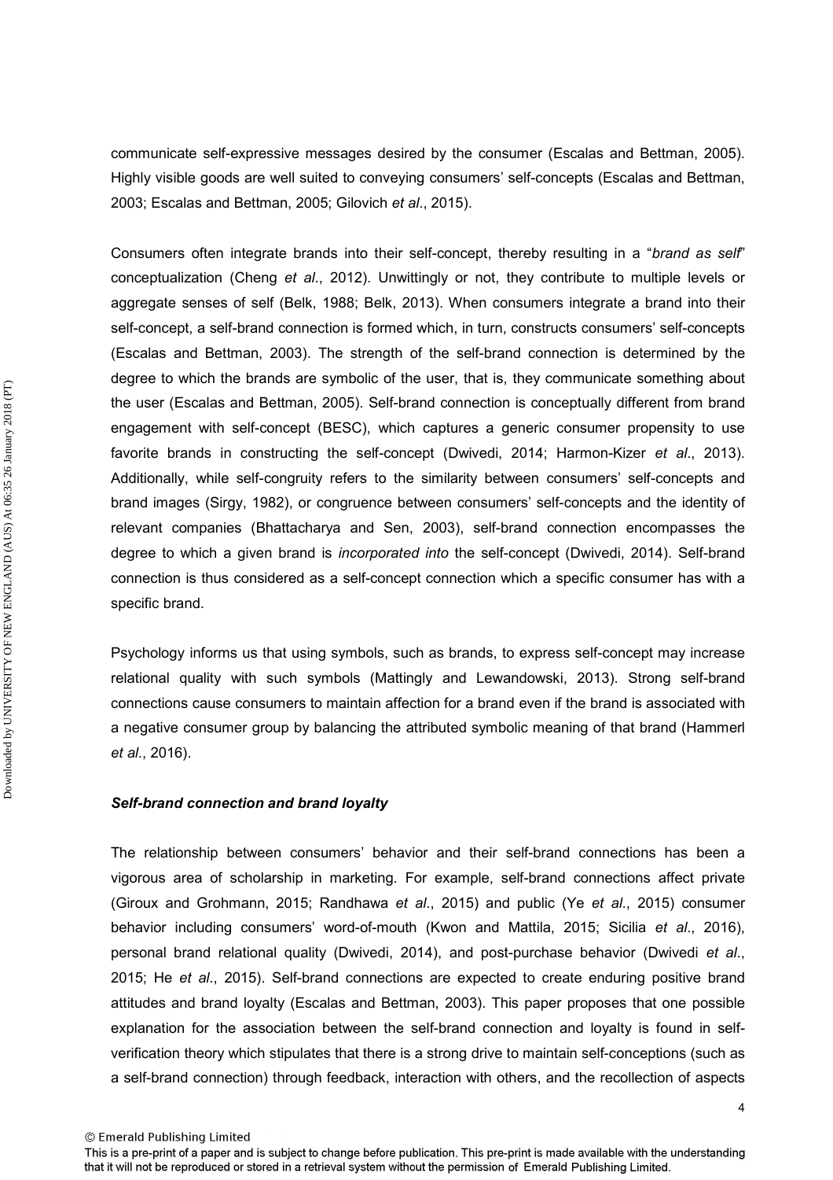communicate self-expressive messages desired by the consumer (Escalas and Bettman, 2005). Highly visible goods are well suited to conveying consumers' self-concepts (Escalas and Bettman, 2003; Escalas and Bettman, 2005; Gilovich *et al*., 2015).

Consumers often integrate brands into their self-concept, thereby resulting in a "*brand as self*" conceptualization (Cheng *et al*., 2012). Unwittingly or not, they contribute to multiple levels or aggregate senses of self (Belk, 1988; Belk, 2013). When consumers integrate a brand into their self-concept, a self-brand connection is formed which, in turn, constructs consumers' self-concepts (Escalas and Bettman, 2003). The strength of the self-brand connection is determined by the degree to which the brands are symbolic of the user, that is, they communicate something about the user (Escalas and Bettman, 2005). Self-brand connection is conceptually different from brand engagement with self-concept (BESC), which captures a generic consumer propensity to use favorite brands in constructing the self-concept (Dwivedi, 2014; Harmon-Kizer *et al*., 2013). Additionally, while self-congruity refers to the similarity between consumers' self-concepts and brand images (Sirgy, 1982), or congruence between consumers' self-concepts and the identity of relevant companies (Bhattacharya and Sen, 2003), self-brand connection encompasses the degree to which a given brand is *incorporated into* the self-concept (Dwivedi, 2014). Self-brand connection is thus considered as a self-concept connection which a specific consumer has with a specific brand.

Psychology informs us that using symbols, such as brands, to express self-concept may increase relational quality with such symbols (Mattingly and Lewandowski, 2013). Strong self-brand connections cause consumers to maintain affection for a brand even if the brand is associated with a negative consumer group by balancing the attributed symbolic meaning of that brand (Hammerl *et al*., 2016).

### *Self-brand connection and brand loyalty*

The relationship between consumers' behavior and their self-brand connections has been a vigorous area of scholarship in marketing. For example, self-brand connections affect private (Giroux and Grohmann, 2015; Randhawa *et al*., 2015) and public (Ye *et al*., 2015) consumer behavior including consumers' word-of-mouth (Kwon and Mattila, 2015; Sicilia *et al*., 2016), personal brand relational quality (Dwivedi, 2014), and post-purchase behavior (Dwivedi *et al*., 2015; He *et al*., 2015). Self-brand connections are expected to create enduring positive brand attitudes and brand loyalty (Escalas and Bettman, 2003). This paper proposes that one possible explanation for the association between the self-brand connection and loyalty is found in self-verification theory which stipulates that there is a strong drive to maintain self-conceptions (such as a self-brand connection) through feedback, interaction with others, and the recollection of aspects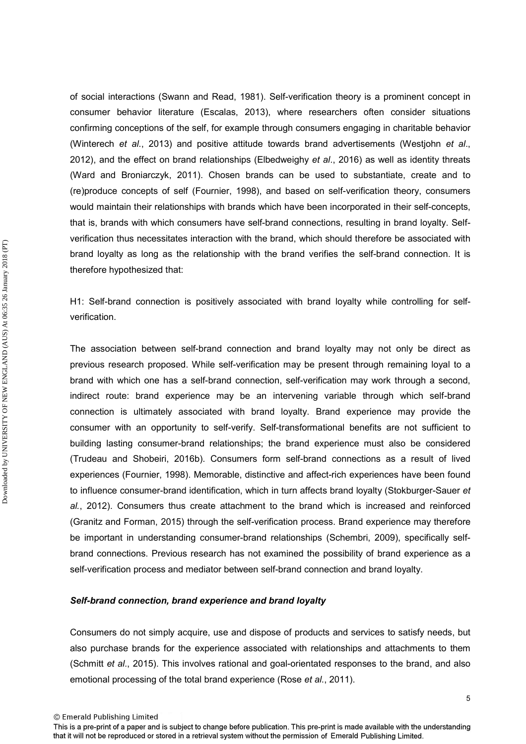of social interactions (Swann and Read, 1981). Self-verification theory is a prominent concept in consumer behavior literature (Escalas, 2013), where researchers often consider situations confirming conceptions of the self, for example through consumers engaging in charitable behavior (Winterech *et al*., 2013) and positive attitude towards brand advertisements (Westjohn *et al*., 2012), and the effect on brand relationships (Elbedweighy *et al*., 2016) as well as identity threats (Ward and Broniarczyk, 2011). Chosen brands can be used to substantiate, create and to (re)produce concepts of self (Fournier, 1998), and based on self-verification theory, consumers would maintain their relationships with brands which have been incorporated in their self-concepts, that is, brands with which consumers have self-brand connections, resulting in brand loyalty. Self-verification thus necessitates interaction with the brand, which should therefore be associated with brand loyalty as long as the relationship with the brand verifies the self-brand connection. It is therefore hypothesized that:

H1: Self-brand connection is positively associated with brand loyalty while controlling for self-verification.

The association between self-brand connection and brand loyalty may not only be direct as previous research proposed. While self-verification may be present through remaining loyal to a brand with which one has a self-brand connection, self-verification may work through a second, indirect route: brand experience may be an intervening variable through which self-brand connection is ultimately associated with brand loyalty. Brand experience may provide the consumer with an opportunity to self-verify. Self-transformational benefits are not sufficient to building lasting consumer-brand relationships; the brand experience must also be considered (Trudeau and Shobeiri, 2016b). Consumers form self-brand connections as a result of lived experiences (Fournier, 1998). Memorable, distinctive and affect-rich experiences have been found to influence consumer-brand identification, which in turn affects brand loyalty (Stokburger-Sauer *et al.*, 2012). Consumers thus create attachment to the brand which is increased and reinforced (Granitz and Forman, 2015) through the self-verification process. Brand experience may therefore be important in understanding consumer-brand relationships (Schembri, 2009), specifically self-brand connections. Previous research has not examined the possibility of brand experience as a self-verification process and mediator between self-brand connection and brand loyalty.

### *Self-brand connection, brand experience and brand loyalty*

Consumers do not simply acquire, use and dispose of products and services to satisfy needs, but also purchase brands for the experience associated with relationships and attachments to them (Schmitt *et al*., 2015). This involves rational and goal-orientated responses to the brand, and also emotional processing of the total brand experience (Rose *et al.*, 2011).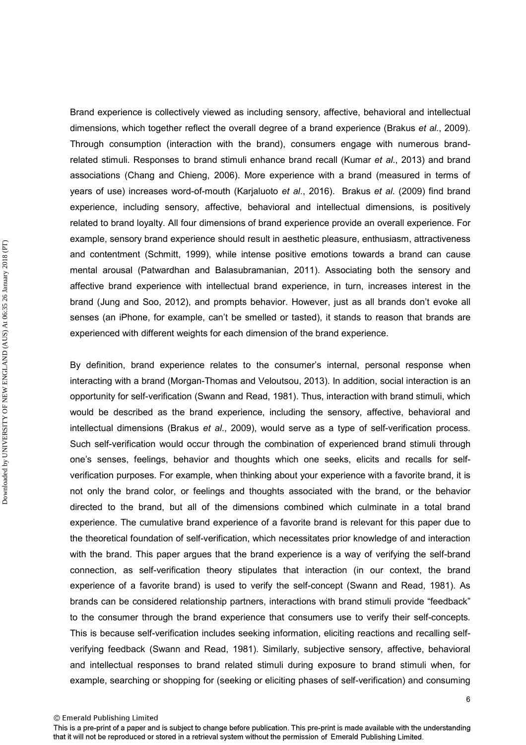Brand experience is collectively viewed as including sensory, affective, behavioral and intellectual dimensions, which together reflect the overall degree of a brand experience (Brakus *et al.*, 2009). Through consumption (interaction with the brand), consumers engage with numerous brand-related stimuli. Responses to brand stimuli enhance brand recall (Kumar *et al.*, 2013) and brand associations (Chang and Chieng, 2006). More experience with a brand (measured in terms of years of use) increases word-of-mouth (Karjaluoto *et al.*, 2016). Brakus *et al.* (2009) find brand experience, including sensory, affective, behavioral and intellectual dimensions, is positively related to brand loyalty. All four dimensions of brand experience provide an overall experience. For example, sensory brand experience should result in aesthetic pleasure, enthusiasm, attractiveness and contentment (Schmitt, 1999), while intense positive emotions towards a brand can cause mental arousal (Patwardhan and Balasubramanian, 2011). Associating both the sensory and affective brand experience with intellectual brand experience, in turn, increases interest in the brand (Jung and Soo, 2012), and prompts behavior. However, just as all brands don't evoke all senses (an iPhone, for example, can't be smelled or tasted), it stands to reason that brands are experienced with different weights for each dimension of the brand experience.

By definition, brand experience relates to the consumer's internal, personal response when interacting with a brand (Morgan-Thomas and Veloutsou, 2013). In addition, social interaction is an opportunity for self-verification (Swann and Read, 1981). Thus, interaction with brand stimuli, which would be described as the brand experience, including the sensory, affective, behavioral and intellectual dimensions (Brakus *et al.*, 2009), would serve as a type of self-verification process. Such self-verification would occur through the combination of experienced brand stimuli through one's senses, feelings, behavior and thoughts which one seeks, elicits and recalls for self-verification purposes. For example, when thinking about your experience with a favorite brand, it is not only the brand color, or feelings and thoughts associated with the brand, or the behavior directed to the brand, but all of the dimensions combined which culminate in a total brand experience. The cumulative brand experience of a favorite brand is relevant for this paper due to the theoretical foundation of self-verification, which necessitates prior knowledge of and interaction with the brand. This paper argues that the brand experience is a way of verifying the self-brand connection, as self-verification theory stipulates that interaction (in our context, the brand experience of a favorite brand) is used to verify the self-concept (Swann and Read, 1981). As brands can be considered relationship partners, interactions with brand stimuli provide "feedback" to the consumer through the brand experience that consumers use to verify their self-concepts. This is because self-verification includes seeking information, eliciting reactions and recalling self-verifying feedback (Swann and Read, 1981). Similarly, subjective sensory, affective, behavioral and intellectual responses to brand related stimuli during exposure to brand stimuli when, for example, searching or shopping for (seeking or eliciting phases of self-verification) and consuming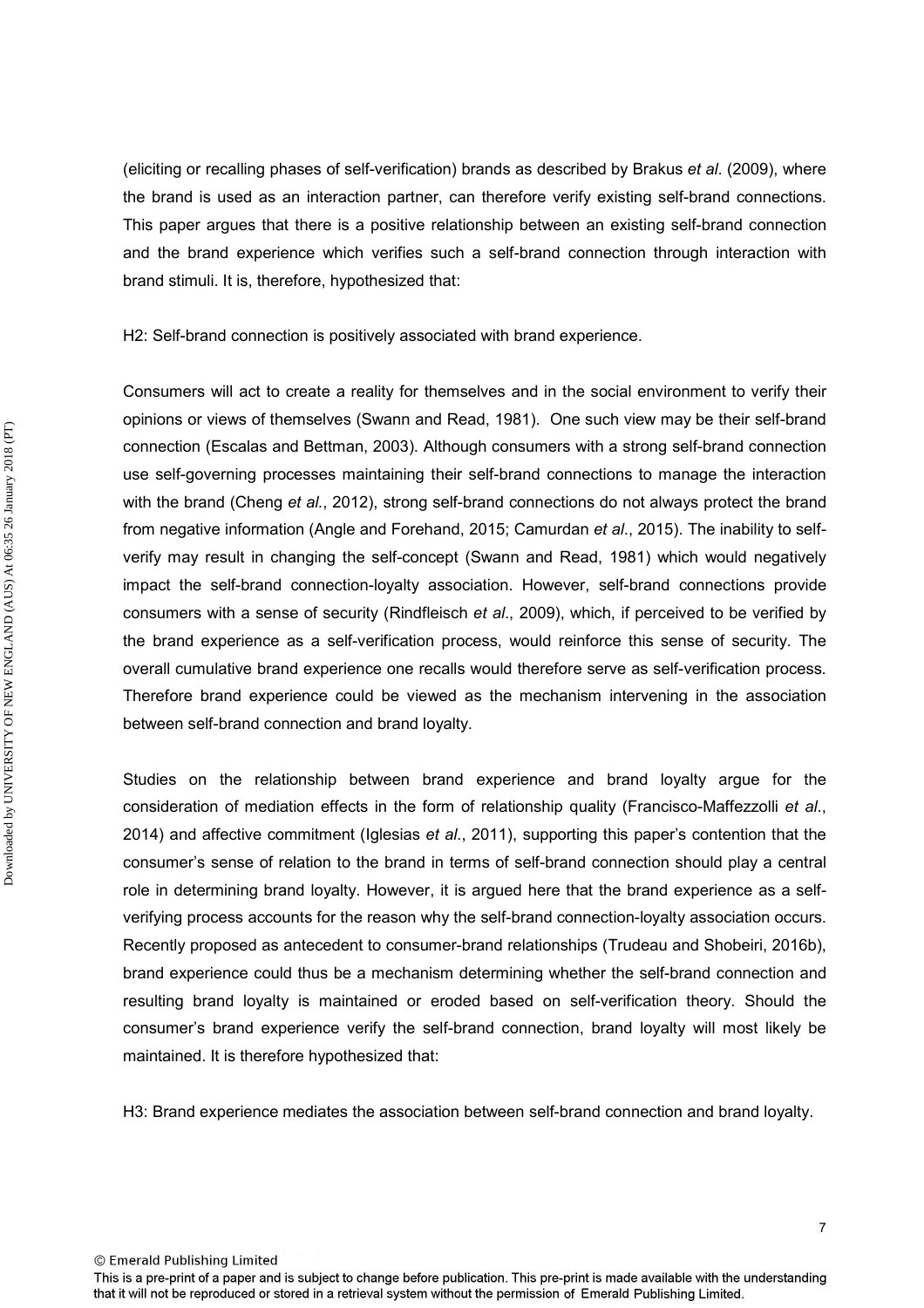(eliciting or recalling phases of self-verification) brands as described by Brakus *et al*. (2009), where the brand is used as an interaction partner, can therefore verify existing self-brand connections. This paper argues that there is a positive relationship between an existing self-brand connection and the brand experience which verifies such a self-brand connection through interaction with brand stimuli. It is, therefore, hypothesized that:

H2: Self-brand connection is positively associated with brand experience.

Consumers will act to create a reality for themselves and in the social environment to verify their opinions or views of themselves (Swann and Read, 1981). One such view may be their self-brand connection (Escalas and Bettman, 2003). Although consumers with a strong self-brand connection use self-governing processes maintaining their self-brand connections to manage the interaction with the brand (Cheng *et al*., 2012), strong self-brand connections do not always protect the brand from negative information (Angle and Forehand, 2015; Camurdan *et al*., 2015). The inability to self-verify may result in changing the self-concept (Swann and Read, 1981) which would negatively impact the self-brand connection-loyalty association. However, self-brand connections provide consumers with a sense of security (Rindfleisch *et al*., 2009), which, if perceived to be verified by the brand experience as a self-verification process, would reinforce this sense of security. The overall cumulative brand experience one recalls would therefore serve as self-verification process. Therefore brand experience could be viewed as the mechanism intervening in the association between self-brand connection and brand loyalty.

Studies on the relationship between brand experience and brand loyalty argue for the consideration of mediation effects in the form of relationship quality (Francisco-Maffezzolli *et al*., 2014) and affective commitment (Iglesias *et al*., 2011), supporting this paper's contention that the consumer's sense of relation to the brand in terms of self-brand connection should play a central role in determining brand loyalty. However, it is argued here that the brand experience as a self-verifying process accounts for the reason why the self-brand connection-loyalty association occurs. Recently proposed as antecedent to consumer-brand relationships (Trudeau and Shobeiri, 2016b), brand experience could thus be a mechanism determining whether the self-brand connection and resulting brand loyalty is maintained or eroded based on self-verification theory. Should the consumer's brand experience verify the self-brand connection, brand loyalty will most likely be maintained. It is therefore hypothesized that:

H3: Brand experience mediates the association between self-brand connection and brand loyalty.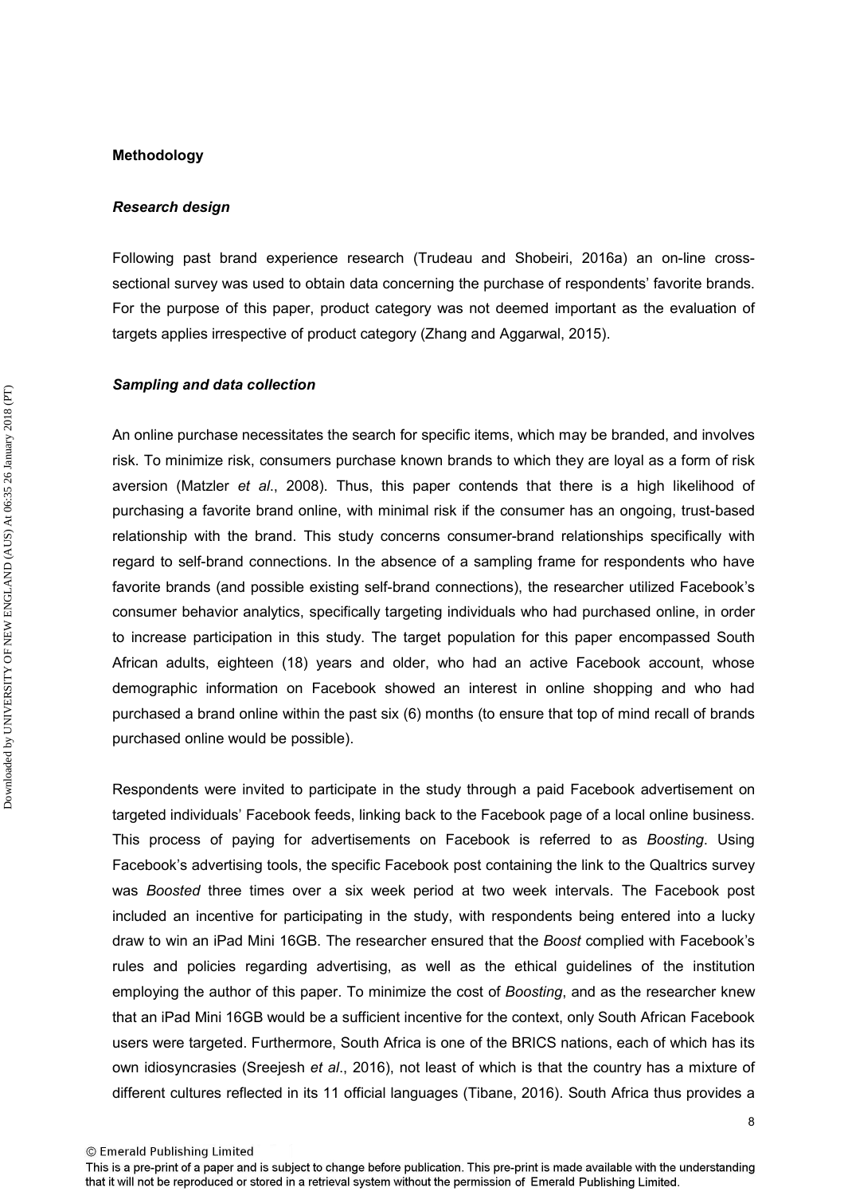## Methodology

### *Research design*

Following past brand experience research (Trudeau and Shobeiri, 2016a) an on-line cross-sectional survey was used to obtain data concerning the purchase of respondents' favorite brands. For the purpose of this paper, product category was not deemed important as the evaluation of targets applies irrespective of product category (Zhang and Aggarwal, 2015).

### *Sampling and data collection*

An online purchase necessitates the search for specific items, which may be branded, and involves risk. To minimize risk, consumers purchase known brands to which they are loyal as a form of risk aversion (Matzler *et al*., 2008). Thus, this paper contends that there is a high likelihood of purchasing a favorite brand online, with minimal risk if the consumer has an ongoing, trust-based relationship with the brand. This study concerns consumer-brand relationships specifically with regard to self-brand connections. In the absence of a sampling frame for respondents who have favorite brands (and possible existing self-brand connections), the researcher utilized Facebook's consumer behavior analytics, specifically targeting individuals who had purchased online, in order to increase participation in this study. The target population for this paper encompassed South African adults, eighteen (18) years and older, who had an active Facebook account, whose demographic information on Facebook showed an interest in online shopping and who had purchased a brand online within the past six (6) months (to ensure that top of mind recall of brands purchased online would be possible).

Respondents were invited to participate in the study through a paid Facebook advertisement on targeted individuals' Facebook feeds, linking back to the Facebook page of a local online business. This process of paying for advertisements on Facebook is referred to as *Boosting*. Using Facebook's advertising tools, the specific Facebook post containing the link to the Qualtrics survey was *Boosted* three times over a six week period at two week intervals. The Facebook post included an incentive for participating in the study, with respondents being entered into a lucky draw to win an iPad Mini 16GB. The researcher ensured that the *Boost* complied with Facebook's rules and policies regarding advertising, as well as the ethical guidelines of the institution employing the author of this paper. To minimize the cost of *Boosting*, and as the researcher knew that an iPad Mini 16GB would be a sufficient incentive for the context, only South African Facebook users were targeted. Furthermore, South Africa is one of the BRICS nations, each of which has its own idiosyncrasies (Sreejesh *et al*., 2016), not least of which is that the country has a mixture of different cultures reflected in its 11 official languages (Tibane, 2016). South Africa thus provides a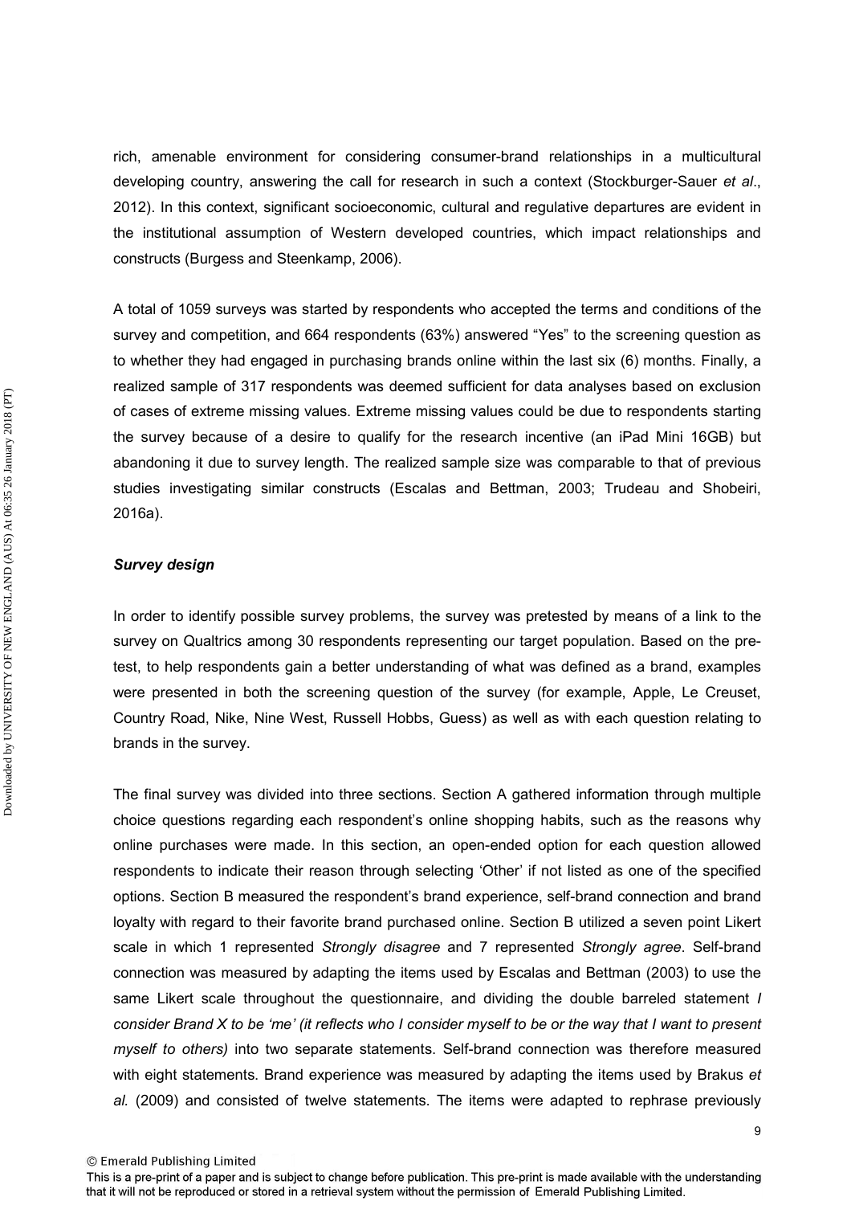rich, amenable environment for considering consumer-brand relationships in a multicultural developing country, answering the call for research in such a context (Stockburger-Sauer *et al*., 2012). In this context, significant socioeconomic, cultural and regulative departures are evident in the institutional assumption of Western developed countries, which impact relationships and constructs (Burgess and Steenkamp, 2006).

A total of 1059 surveys was started by respondents who accepted the terms and conditions of the survey and competition, and 664 respondents (63%) answered "Yes" to the screening question as to whether they had engaged in purchasing brands online within the last six (6) months. Finally, a realized sample of 317 respondents was deemed sufficient for data analyses based on exclusion of cases of extreme missing values. Extreme missing values could be due to respondents starting the survey because of a desire to qualify for the research incentive (an iPad Mini 16GB) but abandoning it due to survey length. The realized sample size was comparable to that of previous studies investigating similar constructs (Escalas and Bettman, 2003; Trudeau and Shobeiri, 2016a).

### *Survey design*

In order to identify possible survey problems, the survey was pretested by means of a link to the survey on Qualtrics among 30 respondents representing our target population. Based on the pre-test, to help respondents gain a better understanding of what was defined as a brand, examples were presented in both the screening question of the survey (for example, Apple, Le Creuset, Country Road, Nike, Nine West, Russell Hobbs, Guess) as well as with each question relating to brands in the survey.

The final survey was divided into three sections. Section A gathered information through multiple choice questions regarding each respondent's online shopping habits, such as the reasons why online purchases were made. In this section, an open-ended option for each question allowed respondents to indicate their reason through selecting 'Other' if not listed as one of the specified options. Section B measured the respondent's brand experience, self-brand connection and brand loyalty with regard to their favorite brand purchased online. Section B utilized a seven point Likert scale in which 1 represented *Strongly disagree* and 7 represented *Strongly agree*. Self-brand connection was measured by adapting the items used by Escalas and Bettman (2003) to use the same Likert scale throughout the questionnaire, and dividing the double barreled statement *I consider Brand X to be 'me' (it reflects who I consider myself to be or the way that I want to present myself to others)* into two separate statements. Self-brand connection was therefore measured with eight statements. Brand experience was measured by adapting the items used by Brakus *et al.* (2009) and consisted of twelve statements. The items were adapted to rephrase previously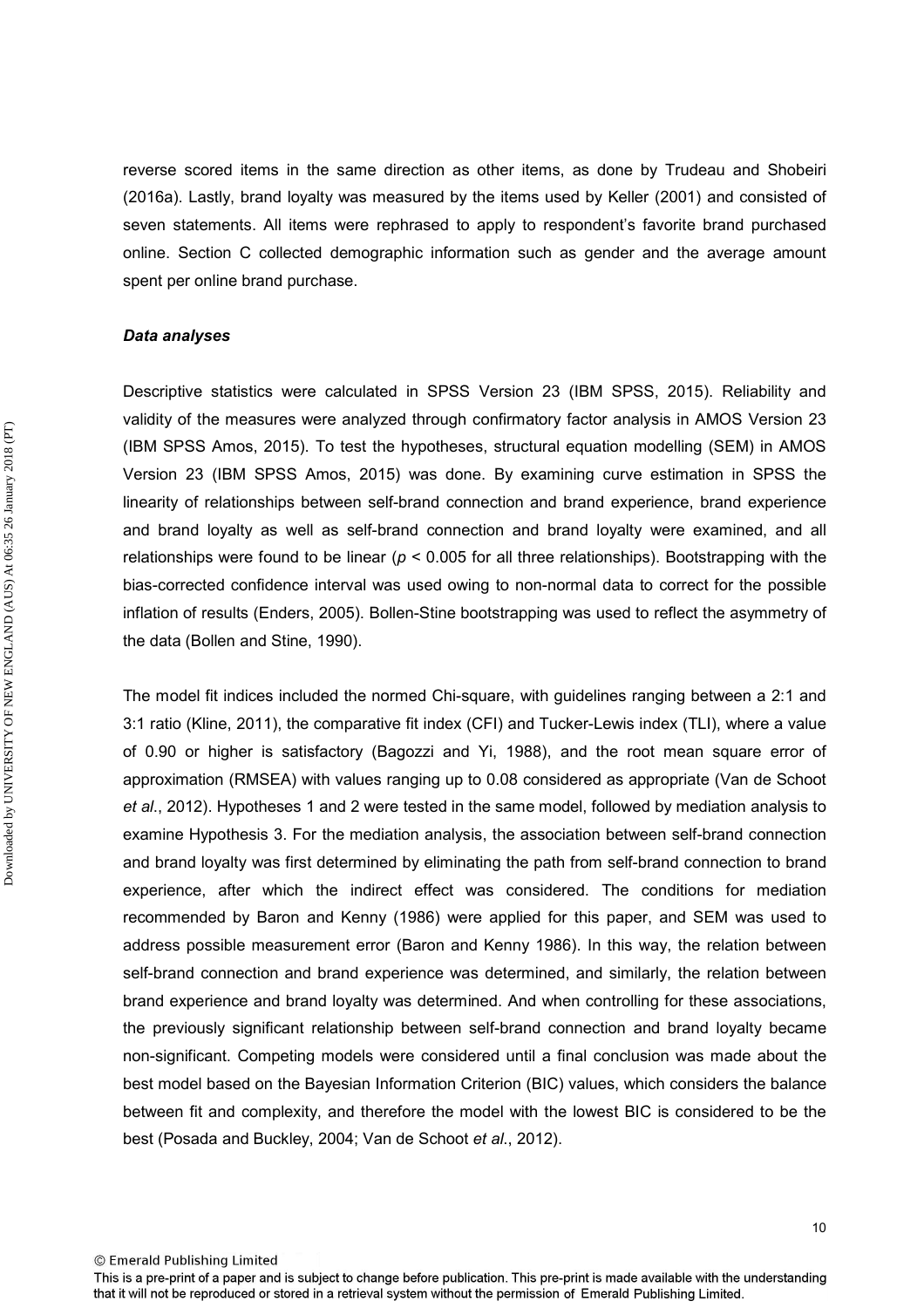reverse scored items in the same direction as other items, as done by Trudeau and Shobeiri (2016a). Lastly, brand loyalty was measured by the items used by Keller (2001) and consisted of seven statements. All items were rephrased to apply to respondent's favorite brand purchased online. Section C collected demographic information such as gender and the average amount spent per online brand purchase.

### *Data analyses*

Descriptive statistics were calculated in SPSS Version 23 (IBM SPSS, 2015). Reliability and validity of the measures were analyzed through confirmatory factor analysis in AMOS Version 23 (IBM SPSS Amos, 2015). To test the hypotheses, structural equation modelling (SEM) in AMOS Version 23 (IBM SPSS Amos, 2015) was done. By examining curve estimation in SPSS the linearity of relationships between self-brand connection and brand experience, brand experience and brand loyalty as well as self-brand connection and brand loyalty were examined, and all relationships were found to be linear ($p < 0.005$ for all three relationships). Bootstrapping with the bias-corrected confidence interval was used owing to non-normal data to correct for the possible inflation of results (Enders, 2005). Bollen-Stine bootstrapping was used to reflect the asymmetry of the data (Bollen and Stine, 1990).

The model fit indices included the normed Chi-square, with guidelines ranging between a 2:1 and 3:1 ratio (Kline, 2011), the comparative fit index (CFI) and Tucker-Lewis index (TLI), where a value of 0.90 or higher is satisfactory (Bagozzi and Yi, 1988), and the root mean square error of approximation (RMSEA) with values ranging up to 0.08 considered as appropriate (Van de Schoot *et al*., 2012). Hypotheses 1 and 2 were tested in the same model, followed by mediation analysis to examine Hypothesis 3. For the mediation analysis, the association between self-brand connection and brand loyalty was first determined by eliminating the path from self-brand connection to brand experience, after which the indirect effect was considered. The conditions for mediation recommended by Baron and Kenny (1986) were applied for this paper, and SEM was used to address possible measurement error (Baron and Kenny 1986). In this way, the relation between self-brand connection and brand experience was determined, and similarly, the relation between brand experience and brand loyalty was determined. And when controlling for these associations, the previously significant relationship between self-brand connection and brand loyalty became non-significant. Competing models were considered until a final conclusion was made about the best model based on the Bayesian Information Criterion (BIC) values, which considers the balance between fit and complexity, and therefore the model with the lowest BIC is considered to be the best (Posada and Buckley, 2004; Van de Schoot *et al*., 2012).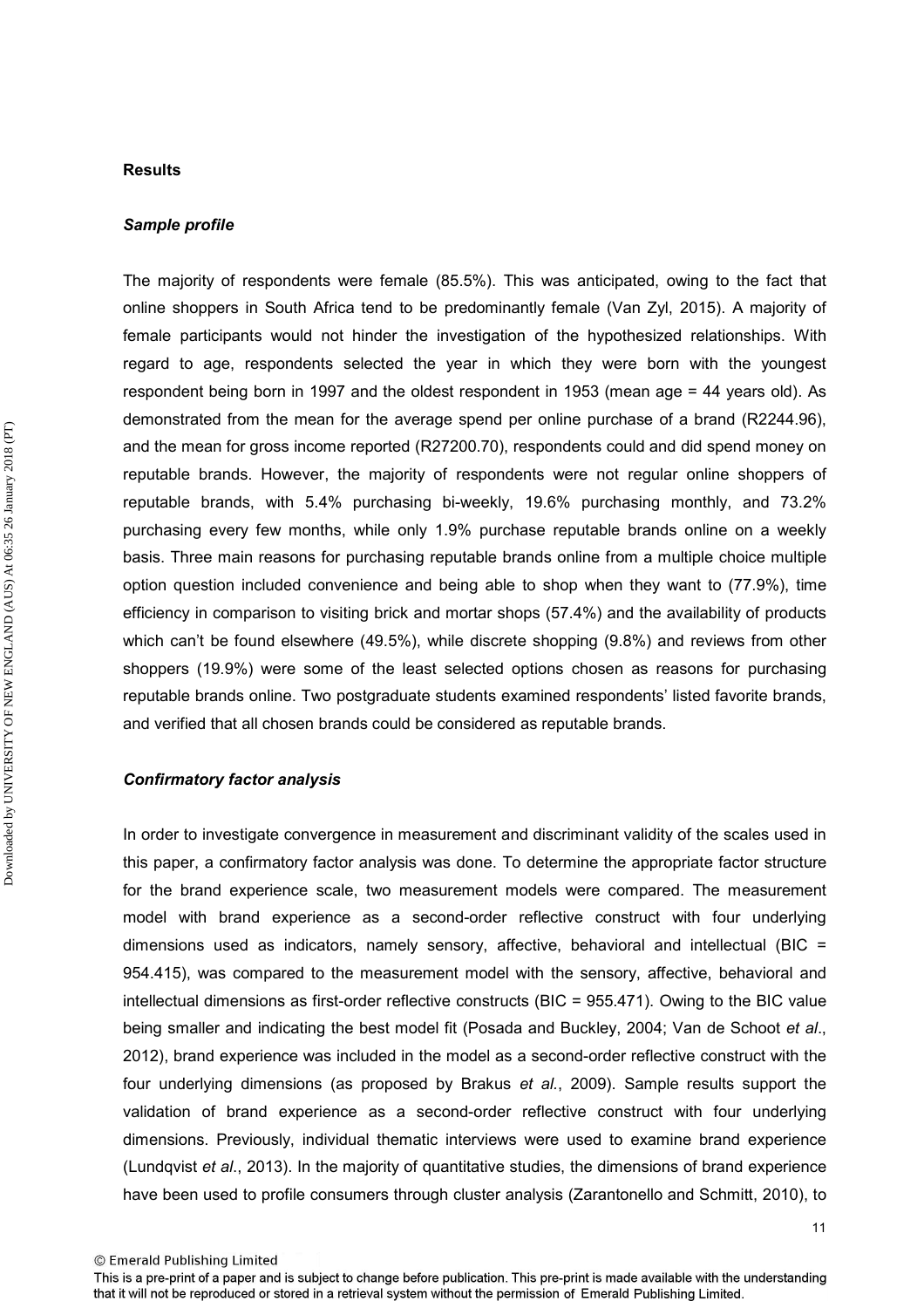## Results

### *Sample profile*

The majority of respondents were female (85.5%). This was anticipated, owing to the fact that online shoppers in South Africa tend to be predominantly female (Van Zyl, 2015). A majority of female participants would not hinder the investigation of the hypothesized relationships. With regard to age, respondents selected the year in which they were born with the youngest respondent being born in 1997 and the oldest respondent in 1953 (mean age = 44 years old). As demonstrated from the mean for the average spend per online purchase of a brand (R2244.96), and the mean for gross income reported (R27200.70), respondents could and did spend money on reputable brands. However, the majority of respondents were not regular online shoppers of reputable brands, with 5.4% purchasing bi-weekly, 19.6% purchasing monthly, and 73.2% purchasing every few months, while only 1.9% purchase reputable brands online on a weekly basis. Three main reasons for purchasing reputable brands online from a multiple choice multiple option question included convenience and being able to shop when they want to (77.9%), time efficiency in comparison to visiting brick and mortar shops (57.4%) and the availability of products which can't be found elsewhere (49.5%), while discrete shopping (9.8%) and reviews from other shoppers (19.9%) were some of the least selected options chosen as reasons for purchasing reputable brands online. Two postgraduate students examined respondents' listed favorite brands, and verified that all chosen brands could be considered as reputable brands.

### *Confirmatory factor analysis*

In order to investigate convergence in measurement and discriminant validity of the scales used in this paper, a confirmatory factor analysis was done. To determine the appropriate factor structure for the brand experience scale, two measurement models were compared. The measurement model with brand experience as a second-order reflective construct with four underlying dimensions used as indicators, namely sensory, affective, behavioral and intellectual (BIC = 954.415), was compared to the measurement model with the sensory, affective, behavioral and intellectual dimensions as first-order reflective constructs (BIC = 955.471). Owing to the BIC value being smaller and indicating the best model fit (Posada and Buckley, 2004; Van de Schoot *et al*., 2012), brand experience was included in the model as a second-order reflective construct with the four underlying dimensions (as proposed by Brakus *et al.*, 2009). Sample results support the validation of brand experience as a second-order reflective construct with four underlying dimensions. Previously, individual thematic interviews were used to examine brand experience (Lundqvist *et al*., 2013). In the majority of quantitative studies, the dimensions of brand experience have been used to profile consumers through cluster analysis (Zarantonello and Schmitt, 2010), to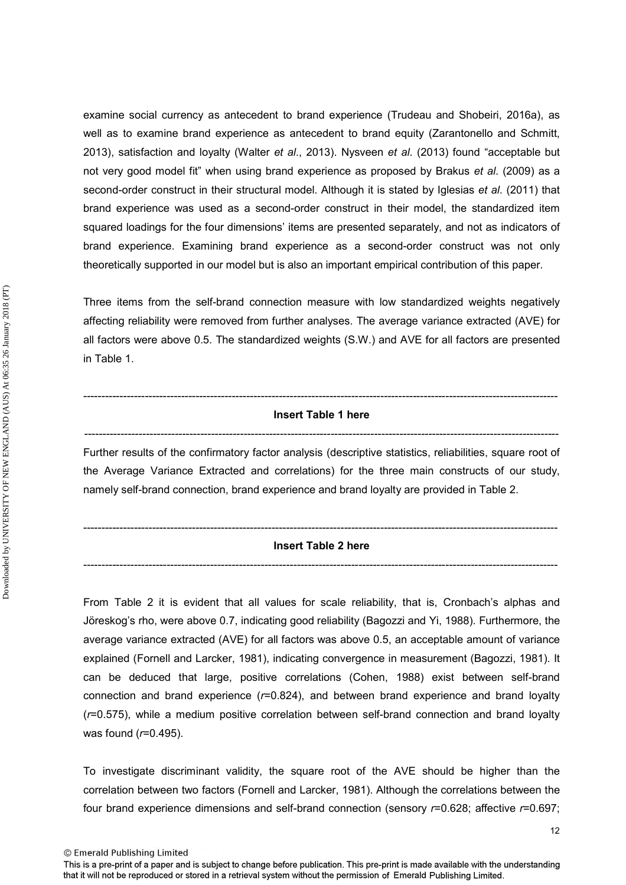examine social currency as antecedent to brand experience (Trudeau and Shobeiri, 2016a), as well as to examine brand experience as antecedent to brand equity (Zarantonello and Schmitt, 2013), satisfaction and loyalty (Walter *et al*., 2013). Nysveen *et al*. (2013) found "acceptable but not very good model fit" when using brand experience as proposed by Brakus *et al*. (2009) as a second-order construct in their structural model. Although it is stated by Iglesias *et al*. (2011) that brand experience was used as a second-order construct in their model, the standardized item squared loadings for the four dimensions' items are presented separately, and not as indicators of brand experience. Examining brand experience as a second-order construct was not only theoretically supported in our model but is also an important empirical contribution of this paper.

Three items from the self-brand connection measure with low standardized weights negatively affecting reliability were removed from further analyses. The average variance extracted (AVE) for all factors were above 0.5. The standardized weights (S.W.) and AVE for all factors are presented in Table 1.

---

**Insert Table 1 here**

---

Further results of the confirmatory factor analysis (descriptive statistics, reliabilities, square root of the Average Variance Extracted and correlations) for the three main constructs of our study, namely self-brand connection, brand experience and brand loyalty are provided in Table 2.

---

**Insert Table 2 here**

---

From Table 2 it is evident that all values for scale reliability, that is, Cronbach's alphas and Jöreskog's rho, were above 0.7, indicating good reliability (Bagozzi and Yi, 1988). Furthermore, the average variance extracted (AVE) for all factors was above 0.5, an acceptable amount of variance explained (Fornell and Larcker, 1981), indicating convergence in measurement (Bagozzi, 1981). It can be deduced that large, positive correlations (Cohen, 1988) exist between self-brand connection and brand experience ($r$=0.824), and between brand experience and brand loyalty ($r$=0.575), while a medium positive correlation between self-brand connection and brand loyalty was found ($r$=0.495).

To investigate discriminant validity, the square root of the AVE should be higher than the correlation between two factors (Fornell and Larcker, 1981). Although the correlations between the four brand experience dimensions and self-brand connection (sensory $r$=0.628; affective $r$=0.697;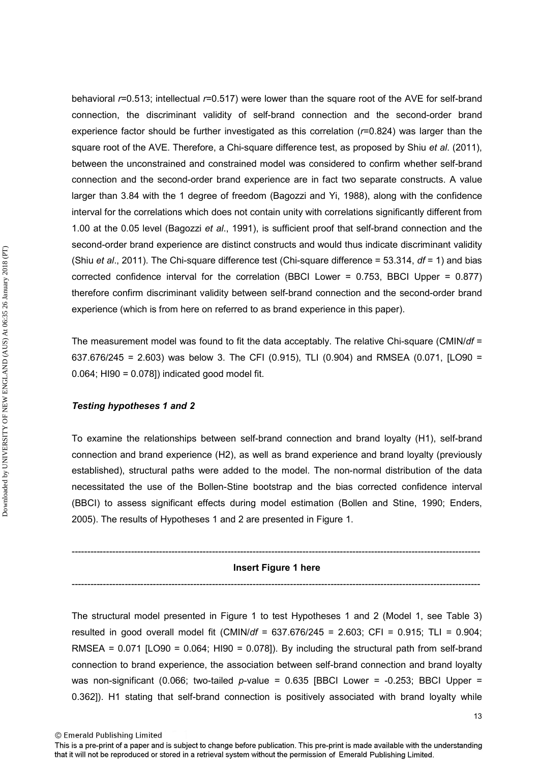behavioral $r$=0.513; intellectual $r$=0.517) were lower than the square root of the AVE for self-brand connection, the discriminant validity of self-brand connection and the second-order brand experience factor should be further investigated as this correlation ($r$=0.824) was larger than the square root of the AVE. Therefore, a Chi-square difference test, as proposed by Shiu *et al*. (2011), between the unconstrained and constrained model was considered to confirm whether self-brand connection and the second-order brand experience are in fact two separate constructs. A value larger than 3.84 with the 1 degree of freedom (Bagozzi and Yi, 1988), along with the confidence interval for the correlations which does not contain unity with correlations significantly different from 1.00 at the 0.05 level (Bagozzi *et al*., 1991), is sufficient proof that self-brand connection and the second-order brand experience are distinct constructs and would thus indicate discriminant validity (Shiu *et al*., 2011). The Chi-square difference test (Chi-square difference = 53.314, $df$ = 1) and bias corrected confidence interval for the correlation (BBCI Lower = 0.753, BBCI Upper = 0.877) therefore confirm discriminant validity between self-brand connection and the second-order brand experience (which is from here on referred to as brand experience in this paper).

The measurement model was found to fit the data acceptably. The relative Chi-square (CMIN/$df$ = 637.676/245 = 2.603) was below 3. The CFI (0.915), TLI (0.904) and RMSEA (0.071, [LO90 = 0.064; HI90 = 0.078]) indicated good model fit.

***Testing hypotheses 1 and 2***

To examine the relationships between self-brand connection and brand loyalty (H1), self-brand connection and brand experience (H2), as well as brand experience and brand loyalty (previously established), structural paths were added to the model. The non-normal distribution of the data necessitated the use of the Bollen-Stine bootstrap and the bias corrected confidence interval (BBCI) to assess significant effects during model estimation (Bollen and Stine, 1990; Enders, 2005). The results of Hypotheses 1 and 2 are presented in Figure 1.

---

**Insert Figure 1 here**

---

The structural model presented in Figure 1 to test Hypotheses 1 and 2 (Model 1, see Table 3) resulted in good overall model fit (CMIN/$df$ = 637.676/245 = 2.603; CFI = 0.915; TLI = 0.904; RMSEA = 0.071 [LO90 = 0.064; HI90 = 0.078]). By including the structural path from self-brand connection to brand experience, the association between self-brand connection and brand loyalty was non-significant (0.066; two-tailed $p$-value = 0.635 [BBCI Lower = -0.253; BBCI Upper = 0.362]). H1 stating that self-brand connection is positively associated with brand loyalty while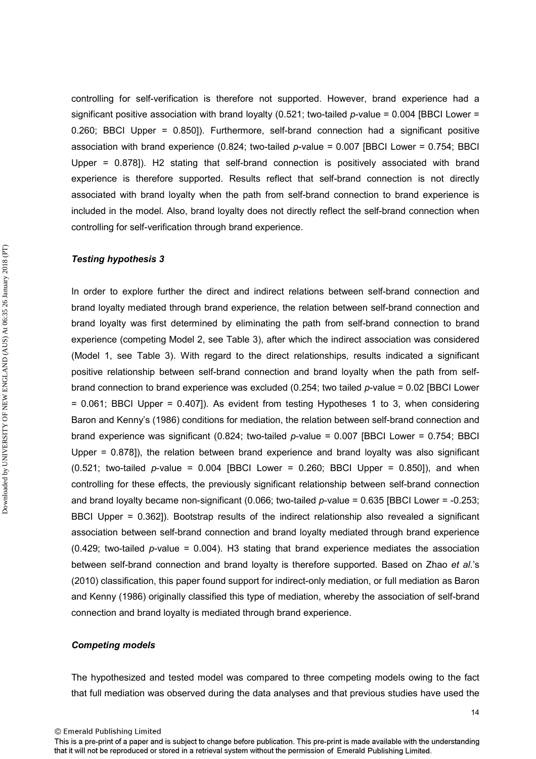controlling for self-verification is therefore not supported. However, brand experience had a significant positive association with brand loyalty (0.521; two-tailed *p*-value = 0.004 [BBCI Lower = 0.260; BBCI Upper = 0.850]). Furthermore, self-brand connection had a significant positive association with brand experience (0.824; two-tailed *p*-value = 0.007 [BBCI Lower = 0.754; BBCI Upper = 0.878]). H2 stating that self-brand connection is positively associated with brand experience is therefore supported. Results reflect that self-brand connection is not directly associated with brand loyalty when the path from self-brand connection to brand experience is included in the model. Also, brand loyalty does not directly reflect the self-brand connection when controlling for self-verification through brand experience.

***Testing hypothesis 3***

In order to explore further the direct and indirect relations between self-brand connection and brand loyalty mediated through brand experience, the relation between self-brand connection and brand loyalty was first determined by eliminating the path from self-brand connection to brand experience (competing Model 2, see Table 3), after which the indirect association was considered (Model 1, see Table 3). With regard to the direct relationships, results indicated a significant positive relationship between self-brand connection and brand loyalty when the path from self-brand connection to brand experience was excluded (0.254; two tailed *p*-value = 0.02 [BBCI Lower = 0.061; BBCI Upper = 0.407]). As evident from testing Hypotheses 1 to 3, when considering Baron and Kenny's (1986) conditions for mediation, the relation between self-brand connection and brand experience was significant (0.824; two-tailed *p*-value = 0.007 [BBCI Lower = 0.754; BBCI Upper = 0.878]), the relation between brand experience and brand loyalty was also significant (0.521; two-tailed *p*-value = 0.004 [BBCI Lower = 0.260; BBCI Upper = 0.850]), and when controlling for these effects, the previously significant relationship between self-brand connection and brand loyalty became non-significant (0.066; two-tailed *p*-value = 0.635 [BBCI Lower = -0.253; BBCI Upper = 0.362]). Bootstrap results of the indirect relationship also revealed a significant association between self-brand connection and brand loyalty mediated through brand experience (0.429; two-tailed *p*-value = 0.004). H3 stating that brand experience mediates the association between self-brand connection and brand loyalty is therefore supported. Based on Zhao *et al.*'s (2010) classification, this paper found support for indirect-only mediation, or full mediation as Baron and Kenny (1986) originally classified this type of mediation, whereby the association of self-brand connection and brand loyalty is mediated through brand experience.

***Competing models***

The hypothesized and tested model was compared to three competing models owing to the fact that full mediation was observed during the data analyses and that previous studies have used the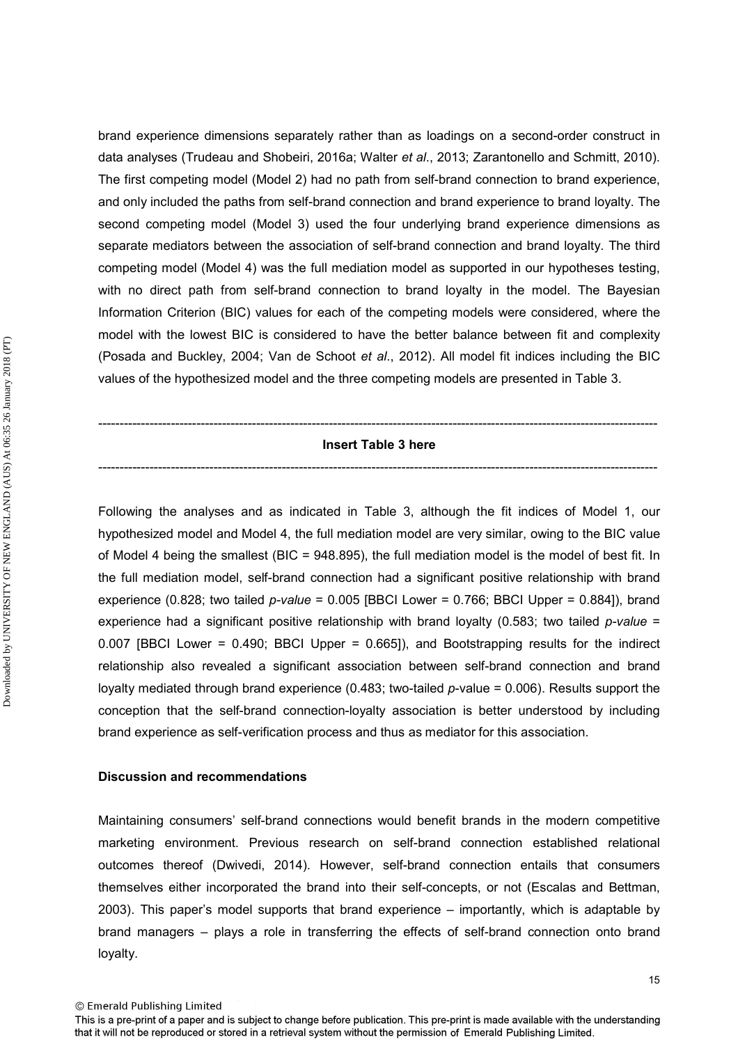brand experience dimensions separately rather than as loadings on a second-order construct in data analyses (Trudeau and Shobeiri, 2016a; Walter *et al*., 2013; Zarantonello and Schmitt, 2010). The first competing model (Model 2) had no path from self-brand connection to brand experience, and only included the paths from self-brand connection and brand experience to brand loyalty. The second competing model (Model 3) used the four underlying brand experience dimensions as separate mediators between the association of self-brand connection and brand loyalty. The third competing model (Model 4) was the full mediation model as supported in our hypotheses testing, with no direct path from self-brand connection to brand loyalty in the model. The Bayesian Information Criterion (BIC) values for each of the competing models were considered, where the model with the lowest BIC is considered to have the better balance between fit and complexity (Posada and Buckley, 2004; Van de Schoot *et al*., 2012). All model fit indices including the BIC values of the hypothesized model and the three competing models are presented in Table 3.

---

**Insert Table 3 here**

---

Following the analyses and as indicated in Table 3, although the fit indices of Model 1, our hypothesized model and Model 4, the full mediation model are very similar, owing to the BIC value of Model 4 being the smallest (BIC = 948.895), the full mediation model is the model of best fit. In the full mediation model, self-brand connection had a significant positive relationship with brand experience (0.828; two tailed *p-value* = 0.005 [BBCI Lower = 0.766; BBCI Upper = 0.884]), brand experience had a significant positive relationship with brand loyalty (0.583; two tailed *p-value* = 0.007 [BBCI Lower = 0.490; BBCI Upper = 0.665]), and Bootstrapping results for the indirect relationship also revealed a significant association between self-brand connection and brand loyalty mediated through brand experience (0.483; two-tailed *p*-value = 0.006). Results support the conception that the self-brand connection-loyalty association is better understood by including brand experience as self-verification process and thus as mediator for this association.

## Discussion and recommendations

Maintaining consumers' self-brand connections would benefit brands in the modern competitive marketing environment. Previous research on self-brand connection established relational outcomes thereof (Dwivedi, 2014). However, self-brand connection entails that consumers themselves either incorporated the brand into their self-concepts, or not (Escalas and Bettman, 2003). This paper's model supports that brand experience – importantly, which is adaptable by brand managers – plays a role in transferring the effects of self-brand connection onto brand loyalty.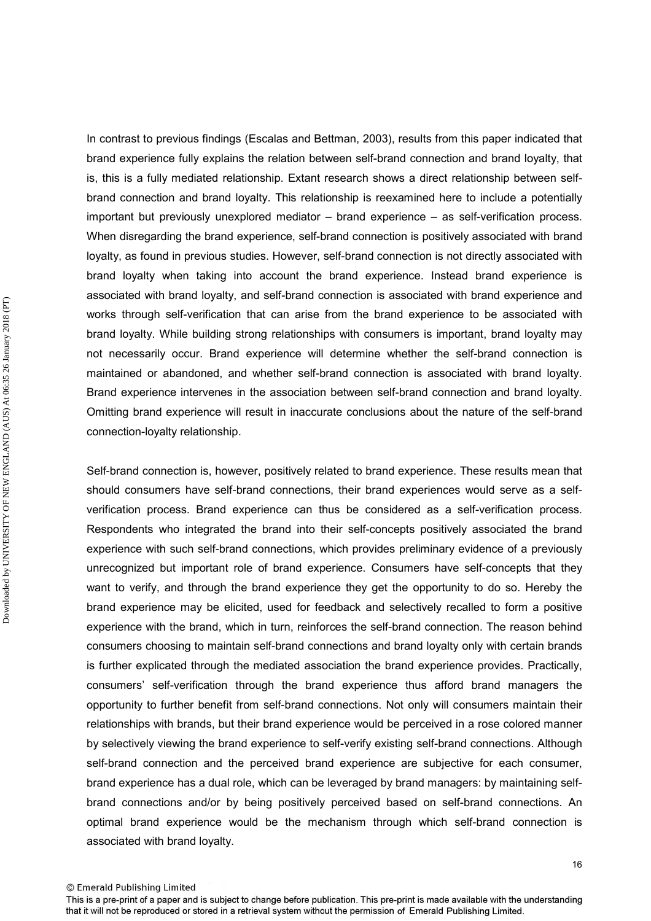In contrast to previous findings (Escalas and Bettman, 2003), results from this paper indicated that brand experience fully explains the relation between self-brand connection and brand loyalty, that is, this is a fully mediated relationship. Extant research shows a direct relationship between self-brand connection and brand loyalty. This relationship is reexamined here to include a potentially important but previously unexplored mediator – brand experience – as self-verification process. When disregarding the brand experience, self-brand connection is positively associated with brand loyalty, as found in previous studies. However, self-brand connection is not directly associated with brand loyalty when taking into account the brand experience. Instead brand experience is associated with brand loyalty, and self-brand connection is associated with brand experience and works through self-verification that can arise from the brand experience to be associated with brand loyalty. While building strong relationships with consumers is important, brand loyalty may not necessarily occur. Brand experience will determine whether the self-brand connection is maintained or abandoned, and whether self-brand connection is associated with brand loyalty. Brand experience intervenes in the association between self-brand connection and brand loyalty. Omitting brand experience will result in inaccurate conclusions about the nature of the self-brand connection-loyalty relationship.

Self-brand connection is, however, positively related to brand experience. These results mean that should consumers have self-brand connections, their brand experiences would serve as a self-verification process. Brand experience can thus be considered as a self-verification process. Respondents who integrated the brand into their self-concepts positively associated the brand experience with such self-brand connections, which provides preliminary evidence of a previously unrecognized but important role of brand experience. Consumers have self-concepts that they want to verify, and through the brand experience they get the opportunity to do so. Hereby the brand experience may be elicited, used for feedback and selectively recalled to form a positive experience with the brand, which in turn, reinforces the self-brand connection. The reason behind consumers choosing to maintain self-brand connections and brand loyalty only with certain brands is further explicated through the mediated association the brand experience provides. Practically, consumers' self-verification through the brand experience thus afford brand managers the opportunity to further benefit from self-brand connections. Not only will consumers maintain their relationships with brands, but their brand experience would be perceived in a rose colored manner by selectively viewing the brand experience to self-verify existing self-brand connections. Although self-brand connection and the perceived brand experience are subjective for each consumer, brand experience has a dual role, which can be leveraged by brand managers: by maintaining self-brand connections and/or by being positively perceived based on self-brand connections. An optimal brand experience would be the mechanism through which self-brand connection is associated with brand loyalty.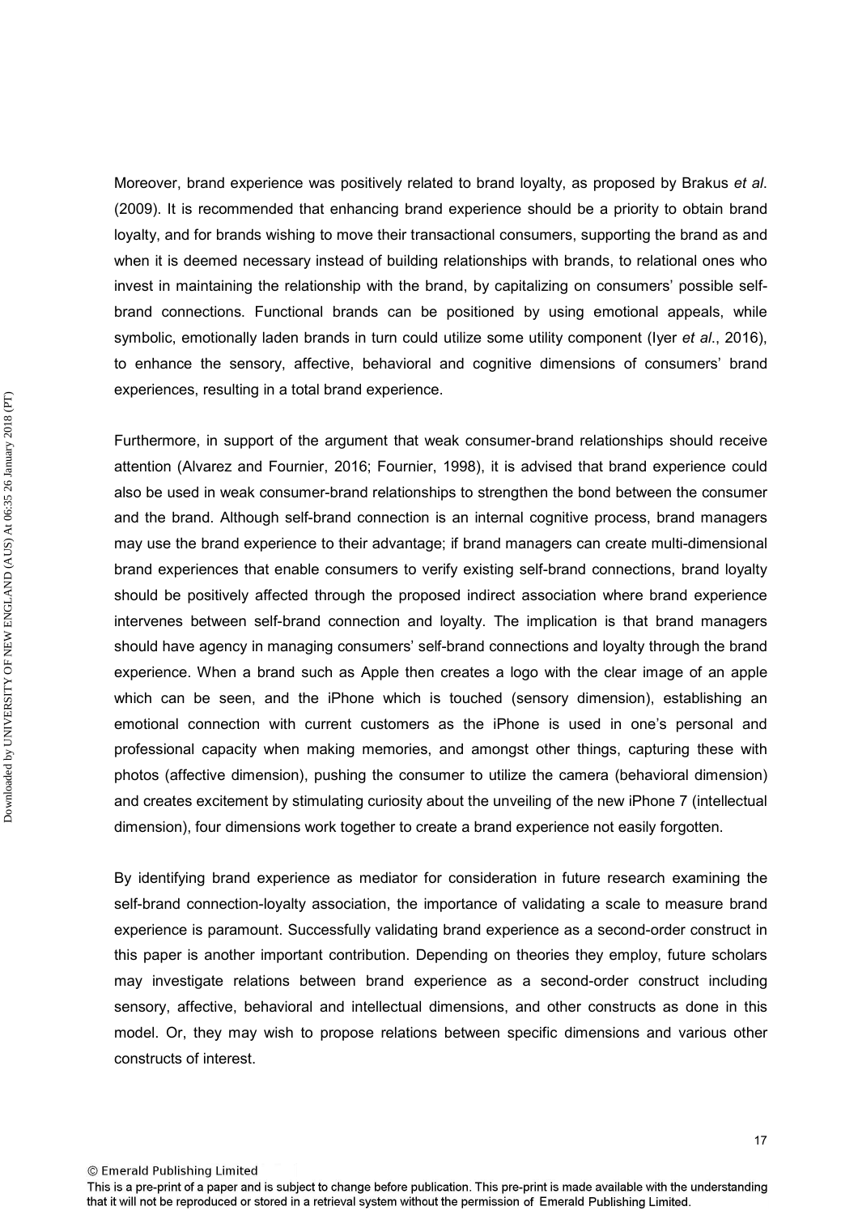Moreover, brand experience was positively related to brand loyalty, as proposed by Brakus *et al*. (2009). It is recommended that enhancing brand experience should be a priority to obtain brand loyalty, and for brands wishing to move their transactional consumers, supporting the brand as and when it is deemed necessary instead of building relationships with brands, to relational ones who invest in maintaining the relationship with the brand, by capitalizing on consumers' possible self-brand connections. Functional brands can be positioned by using emotional appeals, while symbolic, emotionally laden brands in turn could utilize some utility component (Iyer *et al*., 2016), to enhance the sensory, affective, behavioral and cognitive dimensions of consumers' brand experiences, resulting in a total brand experience.

Furthermore, in support of the argument that weak consumer-brand relationships should receive attention (Alvarez and Fournier, 2016; Fournier, 1998), it is advised that brand experience could also be used in weak consumer-brand relationships to strengthen the bond between the consumer and the brand. Although self-brand connection is an internal cognitive process, brand managers may use the brand experience to their advantage; if brand managers can create multi-dimensional brand experiences that enable consumers to verify existing self-brand connections, brand loyalty should be positively affected through the proposed indirect association where brand experience intervenes between self-brand connection and loyalty. The implication is that brand managers should have agency in managing consumers' self-brand connections and loyalty through the brand experience. When a brand such as Apple then creates a logo with the clear image of an apple which can be seen, and the iPhone which is touched (sensory dimension), establishing an emotional connection with current customers as the iPhone is used in one's personal and professional capacity when making memories, and amongst other things, capturing these with photos (affective dimension), pushing the consumer to utilize the camera (behavioral dimension) and creates excitement by stimulating curiosity about the unveiling of the new iPhone 7 (intellectual dimension), four dimensions work together to create a brand experience not easily forgotten.

By identifying brand experience as mediator for consideration in future research examining the self-brand connection-loyalty association, the importance of validating a scale to measure brand experience is paramount. Successfully validating brand experience as a second-order construct in this paper is another important contribution. Depending on theories they employ, future scholars may investigate relations between brand experience as a second-order construct including sensory, affective, behavioral and intellectual dimensions, and other constructs as done in this model. Or, they may wish to propose relations between specific dimensions and various other constructs of interest.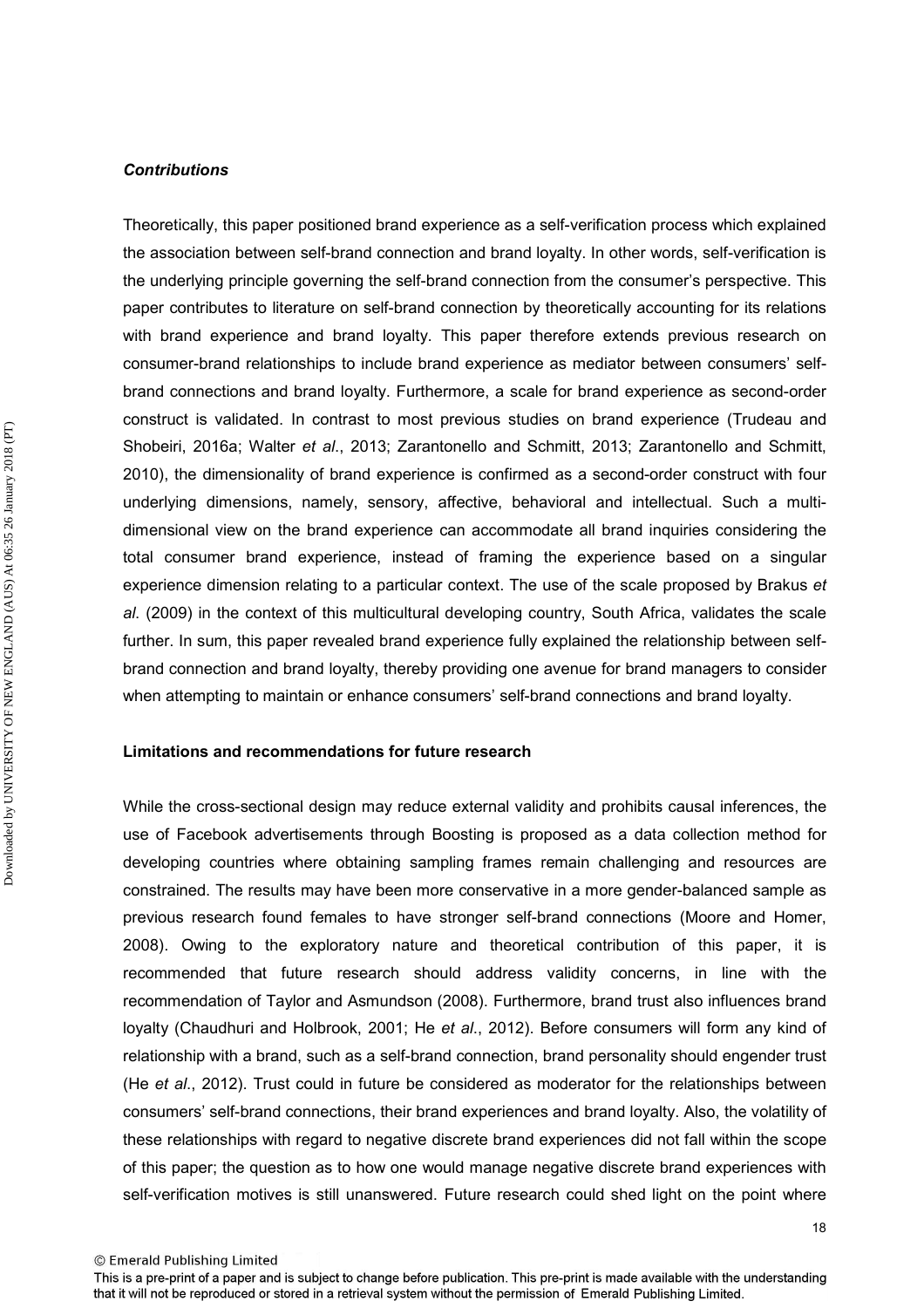### *Contributions*

Theoretically, this paper positioned brand experience as a self-verification process which explained the association between self-brand connection and brand loyalty. In other words, self-verification is the underlying principle governing the self-brand connection from the consumer's perspective. This paper contributes to literature on self-brand connection by theoretically accounting for its relations with brand experience and brand loyalty. This paper therefore extends previous research on consumer-brand relationships to include brand experience as mediator between consumers' self-brand connections and brand loyalty. Furthermore, a scale for brand experience as second-order construct is validated. In contrast to most previous studies on brand experience (Trudeau and Shobeiri, 2016a; Walter *et al*., 2013; Zarantonello and Schmitt, 2013; Zarantonello and Schmitt, 2010), the dimensionality of brand experience is confirmed as a second-order construct with four underlying dimensions, namely, sensory, affective, behavioral and intellectual. Such a multi-dimensional view on the brand experience can accommodate all brand inquiries considering the total consumer brand experience, instead of framing the experience based on a singular experience dimension relating to a particular context. The use of the scale proposed by Brakus *et al*. (2009) in the context of this multicultural developing country, South Africa, validates the scale further. In sum, this paper revealed brand experience fully explained the relationship between self-brand connection and brand loyalty, thereby providing one avenue for brand managers to consider when attempting to maintain or enhance consumers' self-brand connections and brand loyalty.

## Limitations and recommendations for future research

While the cross-sectional design may reduce external validity and prohibits causal inferences, the use of Facebook advertisements through Boosting is proposed as a data collection method for developing countries where obtaining sampling frames remain challenging and resources are constrained. The results may have been more conservative in a more gender-balanced sample as previous research found females to have stronger self-brand connections (Moore and Homer, 2008). Owing to the exploratory nature and theoretical contribution of this paper, it is recommended that future research should address validity concerns, in line with the recommendation of Taylor and Asmundson (2008). Furthermore, brand trust also influences brand loyalty (Chaudhuri and Holbrook, 2001; He *et al*., 2012). Before consumers will form any kind of relationship with a brand, such as a self-brand connection, brand personality should engender trust (He *et al*., 2012). Trust could in future be considered as moderator for the relationships between consumers' self-brand connections, their brand experiences and brand loyalty. Also, the volatility of these relationships with regard to negative discrete brand experiences did not fall within the scope of this paper; the question as to how one would manage negative discrete brand experiences with self-verification motives is still unanswered. Future research could shed light on the point where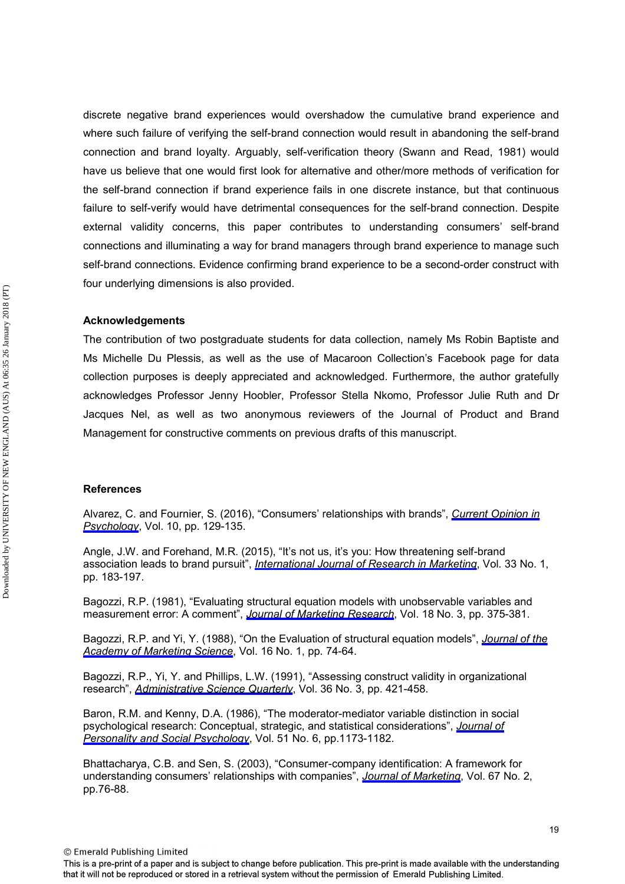discrete negative brand experiences would overshadow the cumulative brand experience and where such failure of verifying the self-brand connection would result in abandoning the self-brand connection and brand loyalty. Arguably, self-verification theory (Swann and Read, 1981) would have us believe that one would first look for alternative and other/more methods of verification for the self-brand connection if brand experience fails in one discrete instance, but that continuous failure to self-verify would have detrimental consequences for the self-brand connection. Despite external validity concerns, this paper contributes to understanding consumers' self-brand connections and illuminating a way for brand managers through brand experience to manage such self-brand connections. Evidence confirming brand experience to be a second-order construct with four underlying dimensions is also provided.

## Acknowledgements

The contribution of two postgraduate students for data collection, namely Ms Robin Baptiste and Ms Michelle Du Plessis, as well as the use of Macaroon Collection's Facebook page for data collection purposes is deeply appreciated and acknowledged. Furthermore, the author gratefully acknowledges Professor Jenny Hoobler, Professor Stella Nkomo, Professor Julie Ruth and Dr Jacques Nel, as well as two anonymous reviewers of the Journal of Product and Brand Management for constructive comments on previous drafts of this manuscript.

## References

Alvarez, C. and Fournier, S. (2016), "Consumers' relationships with brands", *Current Opinion in Psychology*, Vol. 10, pp. 129-135.

Angle, J.W. and Forehand, M.R. (2015), "It's not us, it's you: How threatening self-brand association leads to brand pursuit", *International Journal of Research in Marketing*, Vol. 33 No. 1, pp. 183-197.

Bagozzi, R.P. (1981), "Evaluating structural equation models with unobservable variables and measurement error: A comment", *Journal of Marketing Research*, Vol. 18 No. 3, pp. 375-381.

Bagozzi, R.P. and Yi, Y. (1988), "On the Evaluation of structural equation models", *Journal of the Academy of Marketing Science*, Vol. 16 No. 1, pp. 74-64.

Bagozzi, R.P., Yi, Y. and Phillips, L.W. (1991), "Assessing construct validity in organizational research", *Administrative Science Quarterly*, Vol. 36 No. 3, pp. 421-458.

Baron, R.M. and Kenny, D.A. (1986), "The moderator-mediator variable distinction in social psychological research: Conceptual, strategic, and statistical considerations", *Journal of Personality and Social Psychology*, Vol. 51 No. 6, pp.1173-1182.

Bhattacharya, C.B. and Sen, S. (2003), "Consumer-company identification: A framework for understanding consumers' relationships with companies", *Journal of Marketing*, Vol. 67 No. 2, pp.76-88.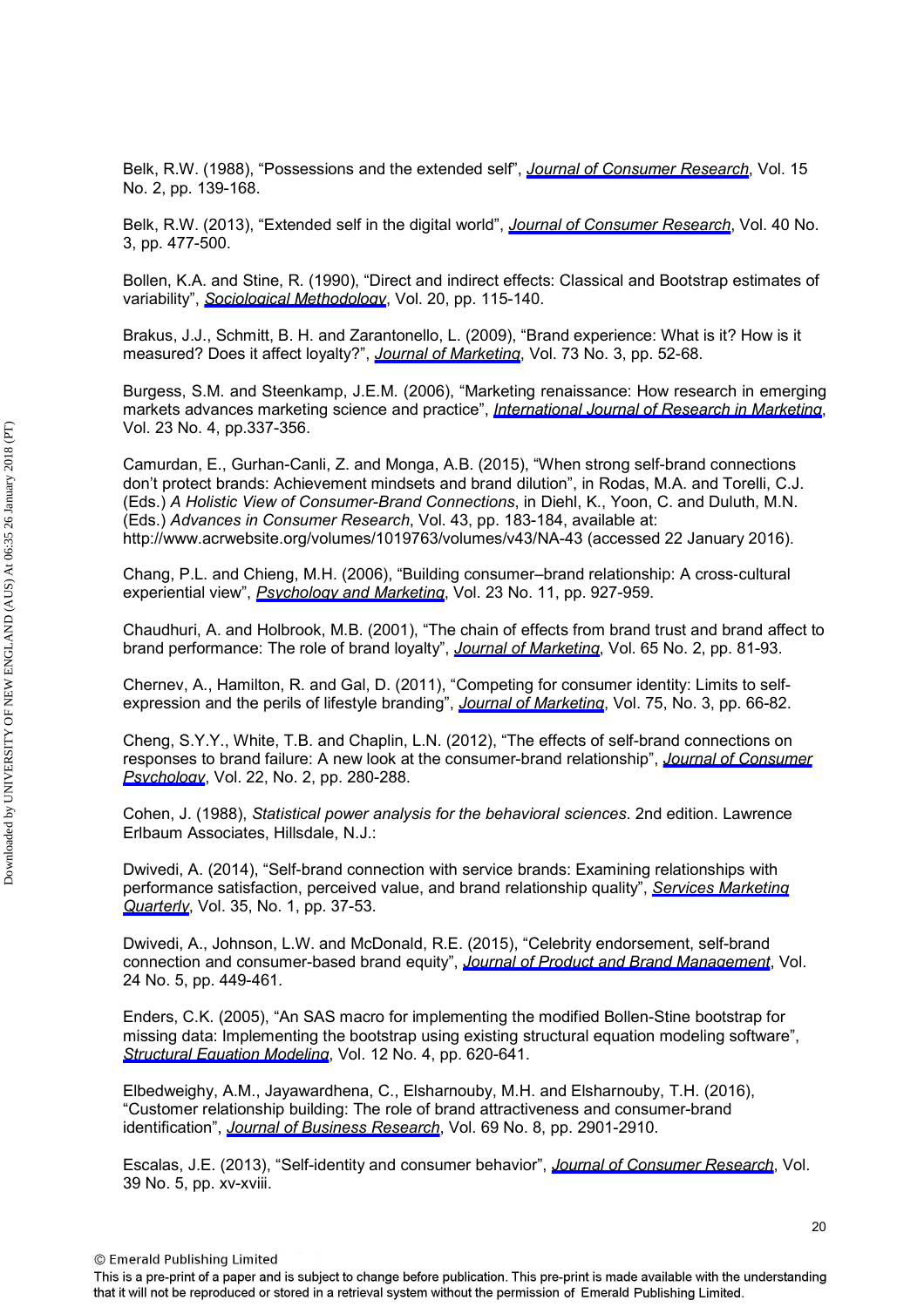Belk, R.W. (1988), “Possessions and the extended self”, *Journal of Consumer Research*, Vol. 15 No. 2, pp. 139-168.

Belk, R.W. (2013), “Extended self in the digital world”, *Journal of Consumer Research*, Vol. 40 No. 3, pp. 477-500.

Bollen, K.A. and Stine, R. (1990), “Direct and indirect effects: Classical and Bootstrap estimates of variability”, *Sociological Methodology*, Vol. 20, pp. 115-140.

Brakus, J.J., Schmitt, B. H. and Zarantonello, L. (2009), “Brand experience: What is it? How is it measured? Does it affect loyalty?”, *Journal of Marketing*, Vol. 73 No. 3, pp. 52-68.

Burgess, S.M. and Steenkamp, J.E.M. (2006), “Marketing renaissance: How research in emerging markets advances marketing science and practice”, *International Journal of Research in Marketing*, Vol. 23 No. 4, pp.337-356.

Camurdan, E., Gurhan-Canli, Z. and Monga, A.B. (2015), “When strong self-brand connections don’t protect brands: Achievement mindsets and brand dilution”, in Rodas, M.A. and Torelli, C.J. (Eds.) *A Holistic View of Consumer-Brand Connections*, in Diehl, K., Yoon, C. and Duluth, M.N. (Eds.) *Advances in Consumer Research*, Vol. 43, pp. 183-184, available at: http://www.acrwebsite.org/volumes/1019763/volumes/v43/NA-43 (accessed 22 January 2016).

Chang, P.L. and Chieng, M.H. (2006), “Building consumer–brand relationship: A cross-cultural experiential view”, *Psychology and Marketing*, Vol. 23 No. 11, pp. 927-959.

Chaudhuri, A. and Holbrook, M.B. (2001), “The chain of effects from brand trust and brand affect to brand performance: The role of brand loyalty”, *Journal of Marketing*, Vol. 65 No. 2, pp. 81-93.

Chernev, A., Hamilton, R. and Gal, D. (2011), “Competing for consumer identity: Limits to self-expression and the perils of lifestyle branding”, *Journal of Marketing*, Vol. 75, No. 3, pp. 66-82.

Cheng, S.Y.Y., White, T.B. and Chaplin, L.N. (2012), “The effects of self-brand connections on responses to brand failure: A new look at the consumer-brand relationship”, *Journal of Consumer Psychology*, Vol. 22, No. 2, pp. 280-288.

Cohen, J. (1988), *Statistical power analysis for the behavioral sciences*. 2nd edition. Lawrence Erlbaum Associates, Hillsdale, N.J.:

Dwivedi, A. (2014), “Self-brand connection with service brands: Examining relationships with performance satisfaction, perceived value, and brand relationship quality”, *Services Marketing Quarterly*, Vol. 35, No. 1, pp. 37-53.

Dwivedi, A., Johnson, L.W. and McDonald, R.E. (2015), “Celebrity endorsement, self-brand connection and consumer-based brand equity”, *Journal of Product and Brand Management*, Vol. 24 No. 5, pp. 449-461.

Enders, C.K. (2005), “An SAS macro for implementing the modified Bollen-Stine bootstrap for missing data: Implementing the bootstrap using existing structural equation modeling software”, *Structural Equation Modeling*, Vol. 12 No. 4, pp. 620-641.

Elbedweighy, A.M., Jayawardhena, C., Elsharnouby, M.H. and Elsharnouby, T.H. (2016), “Customer relationship building: The role of brand attractiveness and consumer-brand identification”, *Journal of Business Research*, Vol. 69 No. 8, pp. 2901-2910.

Escalas, J.E. (2013), “Self-identity and consumer behavior”, *Journal of Consumer Research*, Vol. 39 No. 5, pp. xv-xviii.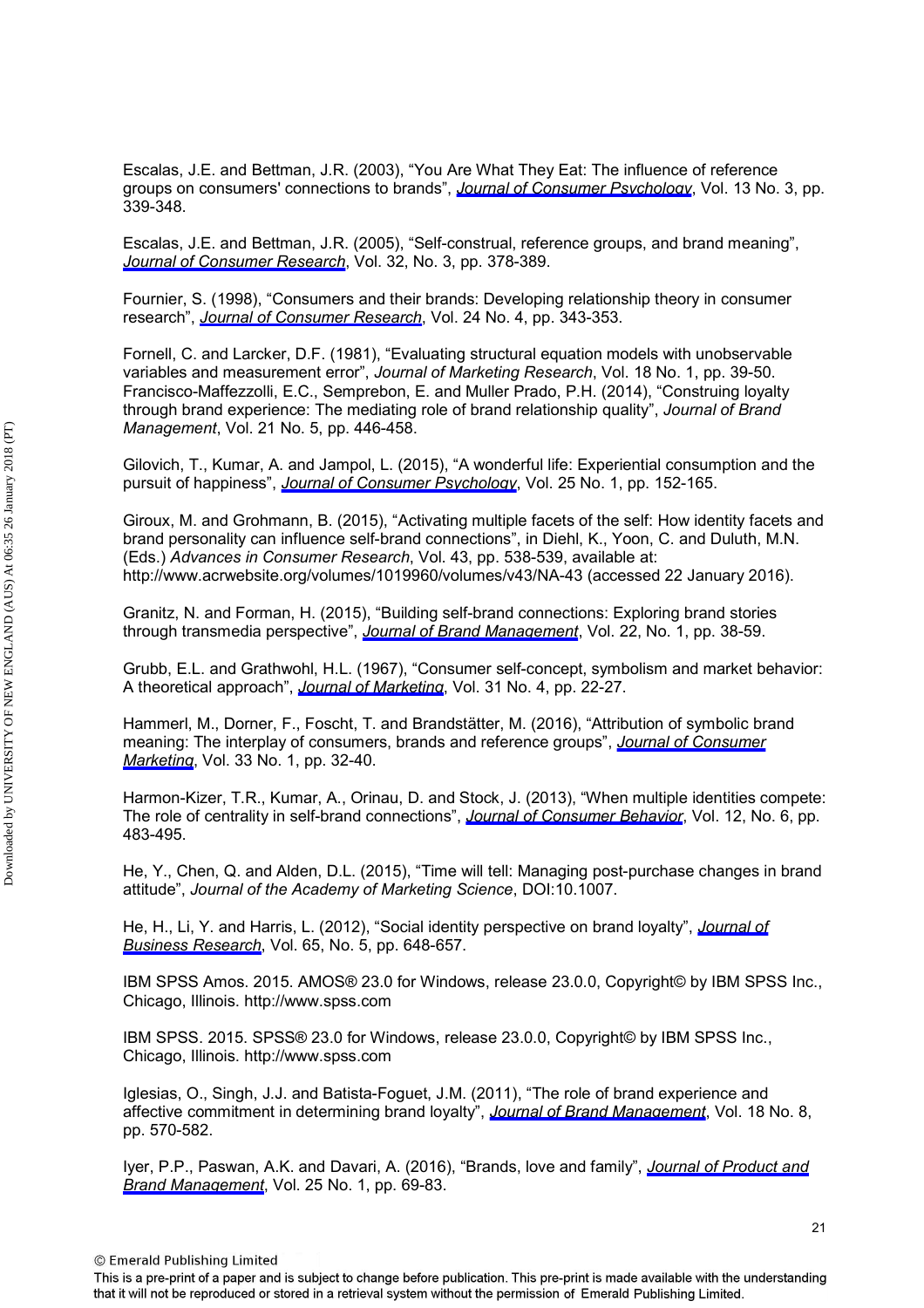Escalas, J.E. and Bettman, J.R. (2003), "You Are What They Eat: The influence of reference groups on consumers' connections to brands", *Journal of Consumer Psychology*, Vol. 13 No. 3, pp. 339-348.

Escalas, J.E. and Bettman, J.R. (2005), "Self-construal, reference groups, and brand meaning", *Journal of Consumer Research*, Vol. 32, No. 3, pp. 378-389.

Fournier, S. (1998), "Consumers and their brands: Developing relationship theory in consumer research", *Journal of Consumer Research*, Vol. 24 No. 4, pp. 343-353.

Fornell, C. and Larcker, D.F. (1981), "Evaluating structural equation models with unobservable variables and measurement error", *Journal of Marketing Research*, Vol. 18 No. 1, pp. 39-50.
Francisco-Maffezzolli, E.C., Semprebon, E. and Muller Prado, P.H. (2014), "Construing loyalty through brand experience: The mediating role of brand relationship quality", *Journal of Brand Management*, Vol. 21 No. 5, pp. 446-458.

Gilovich, T., Kumar, A. and Jampol, L. (2015), "A wonderful life: Experiential consumption and the pursuit of happiness", *Journal of Consumer Psychology*, Vol. 25 No. 1, pp. 152-165.

Giroux, M. and Grohmann, B. (2015), "Activating multiple facets of the self: How identity facets and brand personality can influence self-brand connections", in Diehl, K., Yoon, C. and Duluth, M.N. (Eds.) *Advances in Consumer Research*, Vol. 43, pp. 538-539, available at: http://www.acrwebsite.org/volumes/1019960/volumes/v43/NA-43 (accessed 22 January 2016).

Granitz, N. and Forman, H. (2015), "Building self-brand connections: Exploring brand stories through transmedia perspective", *Journal of Brand Management*, Vol. 22, No. 1, pp. 38-59.

Grubb, E.L. and Grathwohl, H.L. (1967), "Consumer self-concept, symbolism and market behavior: A theoretical approach", *Journal of Marketing*, Vol. 31 No. 4, pp. 22-27.

Hammerl, M., Dorner, F., Foscht, T. and Brandstätter, M. (2016), "Attribution of symbolic brand meaning: The interplay of consumers, brands and reference groups", *Journal of Consumer Marketing*, Vol. 33 No. 1, pp. 32-40.

Harmon-Kizer, T.R., Kumar, A., Orinau, D. and Stock, J. (2013), "When multiple identities compete: The role of centrality in self-brand connections", *Journal of Consumer Behavior*, Vol. 12, No. 6, pp. 483-495.

He, Y., Chen, Q. and Alden, D.L. (2015), "Time will tell: Managing post-purchase changes in brand attitude", *Journal of the Academy of Marketing Science*, DOI:10.1007.

He, H., Li, Y. and Harris, L. (2012), "Social identity perspective on brand loyalty", *Journal of Business Research*, Vol. 65, No. 5, pp. 648-657.

IBM SPSS Amos. 2015. AMOS® 23.0 for Windows, release 23.0.0, Copyright© by IBM SPSS Inc., Chicago, Illinois. http://www.spss.com

IBM SPSS. 2015. SPSS® 23.0 for Windows, release 23.0.0, Copyright© by IBM SPSS Inc., Chicago, Illinois. http://www.spss.com

Iglesias, O., Singh, J.J. and Batista-Foguet, J.M. (2011), "The role of brand experience and affective commitment in determining brand loyalty", *Journal of Brand Management*, Vol. 18 No. 8, pp. 570-582.

Iyer, P.P., Paswan, A.K. and Davari, A. (2016), "Brands, love and family", *Journal of Product and Brand Management*, Vol. 25 No. 1, pp. 69-83.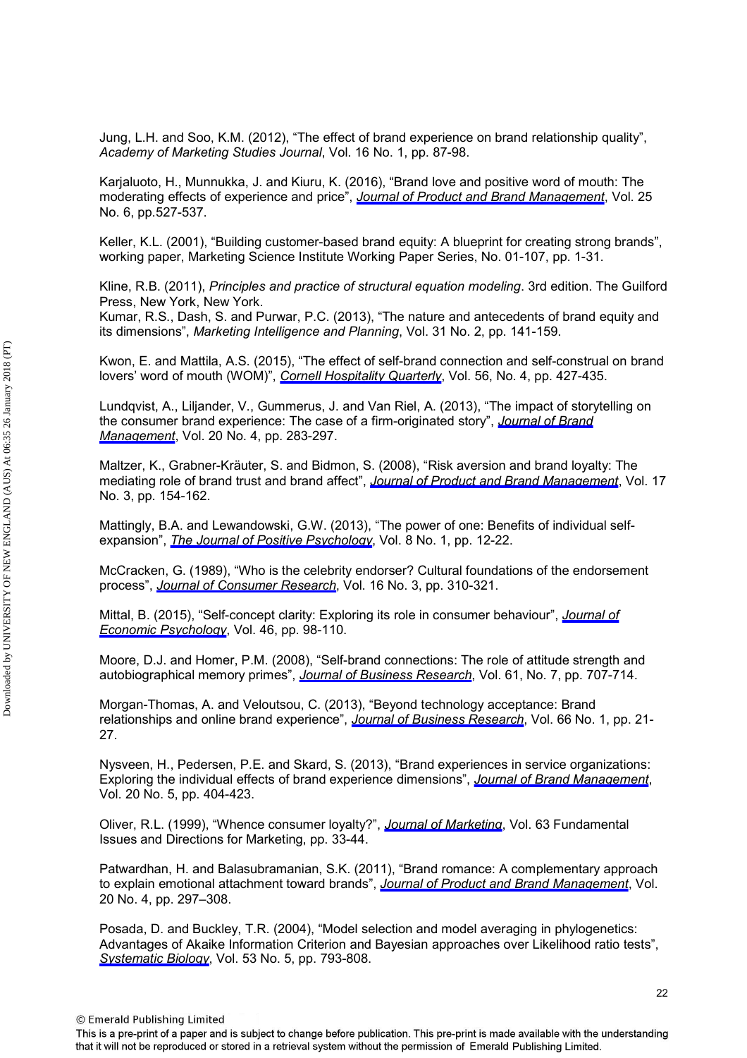Jung, L.H. and Soo, K.M. (2012), “The effect of brand experience on brand relationship quality”, *Academy of Marketing Studies Journal*, Vol. 16 No. 1, pp. 87-98.

Karjaluoto, H., Munnukka, J. and Kiuru, K. (2016), “Brand love and positive word of mouth: The moderating effects of experience and price”, *Journal of Product and Brand Management*, Vol. 25 No. 6, pp.527-537.

Keller, K.L. (2001), “Building customer-based brand equity: A blueprint for creating strong brands”, working paper, Marketing Science Institute Working Paper Series, No. 01-107, pp. 1-31.

Kline, R.B. (2011), *Principles and practice of structural equation modeling*. 3rd edition. The Guilford Press, New York, New York.

Kumar, R.S., Dash, S. and Purwar, P.C. (2013), “The nature and antecedents of brand equity and its dimensions”, *Marketing Intelligence and Planning*, Vol. 31 No. 2, pp. 141-159.

Kwon, E. and Mattila, A.S. (2015), “The effect of self-brand connection and self-construal on brand lovers’ word of mouth (WOM)”, *Cornell Hospitality Quarterly*, Vol. 56, No. 4, pp. 427-435.

Lundqvist, A., Liljander, V., Gummerus, J. and Van Riel, A. (2013), “The impact of storytelling on the consumer brand experience: The case of a firm-originated story”, *Journal of Brand Management*, Vol. 20 No. 4, pp. 283-297.

Maltzer, K., Grabner-Kräuter, S. and Bidmon, S. (2008), “Risk aversion and brand loyalty: The mediating role of brand trust and brand affect”, *Journal of Product and Brand Management*, Vol. 17 No. 3, pp. 154-162.

Mattingly, B.A. and Lewandowski, G.W. (2013), “The power of one: Benefits of individual self-expansion”, *The Journal of Positive Psychology*, Vol. 8 No. 1, pp. 12-22.

McCracken, G. (1989), “Who is the celebrity endorser? Cultural foundations of the endorsement process”, *Journal of Consumer Research*, Vol. 16 No. 3, pp. 310-321.

Mittal, B. (2015), “Self-concept clarity: Exploring its role in consumer behaviour”, *Journal of Economic Psychology*, Vol. 46, pp. 98-110.

Moore, D.J. and Homer, P.M. (2008), “Self-brand connections: The role of attitude strength and autobiographical memory primes”, *Journal of Business Research*, Vol. 61, No. 7, pp. 707-714.

Morgan-Thomas, A. and Veloutsou, C. (2013), “Beyond technology acceptance: Brand relationships and online brand experience”, *Journal of Business Research*, Vol. 66 No. 1, pp. 21-27.

Nysveen, H., Pedersen, P.E. and Skard, S. (2013), “Brand experiences in service organizations: Exploring the individual effects of brand experience dimensions”, *Journal of Brand Management*, Vol. 20 No. 5, pp. 404-423.

Oliver, R.L. (1999), “Whence consumer loyalty?”, *Journal of Marketing*, Vol. 63 Fundamental Issues and Directions for Marketing, pp. 33-44.

Patwardhan, H. and Balasubramanian, S.K. (2011), “Brand romance: A complementary approach to explain emotional attachment toward brands”, *Journal of Product and Brand Management*, Vol. 20 No. 4, pp. 297–308.

Posada, D. and Buckley, T.R. (2004), “Model selection and model averaging in phylogenetics: Advantages of Akaike Information Criterion and Bayesian approaches over Likelihood ratio tests”, *Systematic Biology*, Vol. 53 No. 5, pp. 793-808.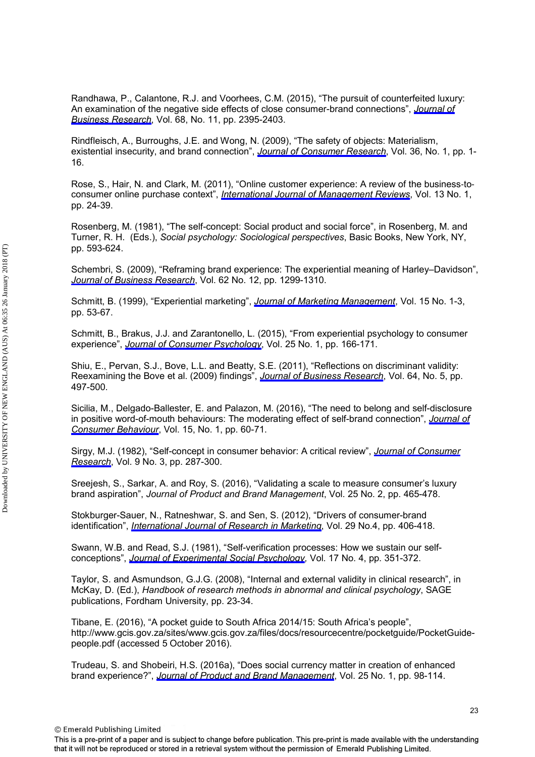Randhawa, P., Calantone, R.J. and Voorhees, C.M. (2015), “The pursuit of counterfeited luxury: An examination of the negative side effects of close consumer-brand connections”, *Journal of Business Research*, Vol. 68, No. 11, pp. 2395-2403.

Rindfleisch, A., Burroughs, J.E. and Wong, N. (2009), “The safety of objects: Materialism, existential insecurity, and brand connection”, *Journal of Consumer Research*, Vol. 36, No. 1, pp. 1-16.

Rose, S., Hair, N. and Clark, M. (2011), “Online customer experience: A review of the business-to-consumer online purchase context”, *International Journal of Management Reviews*, Vol. 13 No. 1, pp. 24-39.

Rosenberg, M. (1981), “The self-concept: Social product and social force”, in Rosenberg, M. and Turner, R. H. (Eds.), *Social psychology: Sociological perspectives*, Basic Books, New York, NY, pp. 593-624.

Schembri, S. (2009), “Reframing brand experience: The experiential meaning of Harley–Davidson”, *Journal of Business Research*, Vol. 62 No. 12, pp. 1299-1310.

Schmitt, B. (1999), “Experiential marketing”, *Journal of Marketing Management*, Vol. 15 No. 1-3, pp. 53-67.

Schmitt, B., Brakus, J.J. and Zarantonello, L. (2015), “From experiential psychology to consumer experience”, *Journal of Consumer Psychology*, Vol. 25 No. 1, pp. 166-171.

Shiu, E., Pervan, S.J., Bove, L.L. and Beatty, S.E. (2011), “Reflections on discriminant validity: Reexamining the Bove et al. (2009) findings”, *Journal of Business Research*, Vol. 64, No. 5, pp. 497-500.

Sicilia, M., Delgado-Ballester, E. and Palazon, M. (2016), “The need to belong and self-disclosure in positive word-of-mouth behaviours: The moderating effect of self-brand connection”, *Journal of Consumer Behaviour*, Vol. 15, No. 1, pp. 60-71.

Sirgy, M.J. (1982), “Self-concept in consumer behavior: A critical review”, *Journal of Consumer Research*, Vol. 9 No. 3, pp. 287-300.

Sreejesh, S., Sarkar, A. and Roy, S. (2016), “Validating a scale to measure consumer’s luxury brand aspiration”, *Journal of Product and Brand Management*, Vol. 25 No. 2, pp. 465-478.

Stokburger-Sauer, N., Ratneshwar, S. and Sen, S. (2012), “Drivers of consumer-brand identification”, *International Journal of Research in Marketing*, Vol. 29 No.4, pp. 406-418.

Swann, W.B. and Read, S.J. (1981), “Self-verification processes: How we sustain our self-conceptions”, *Journal of Experimental Social Psychology*, Vol. 17 No. 4, pp. 351-372.

Taylor, S. and Asmundson, G.J.G. (2008), “Internal and external validity in clinical research”, in McKay, D. (Ed.), *Handbook of research methods in abnormal and clinical psychology*, SAGE publications, Fordham University, pp. 23-34.

Tibane, E. (2016), “A pocket guide to South Africa 2014/15: South Africa’s people”, http://www.gcis.gov.za/sites/www.gcis.gov.za/files/docs/resourcecentre/pocketguide/PocketGuide-people.pdf (accessed 5 October 2016).

Trudeau, S. and Shobeiri, H.S. (2016a), “Does social currency matter in creation of enhanced brand experience?”, *Journal of Product and Brand Management*, Vol. 25 No. 1, pp. 98-114.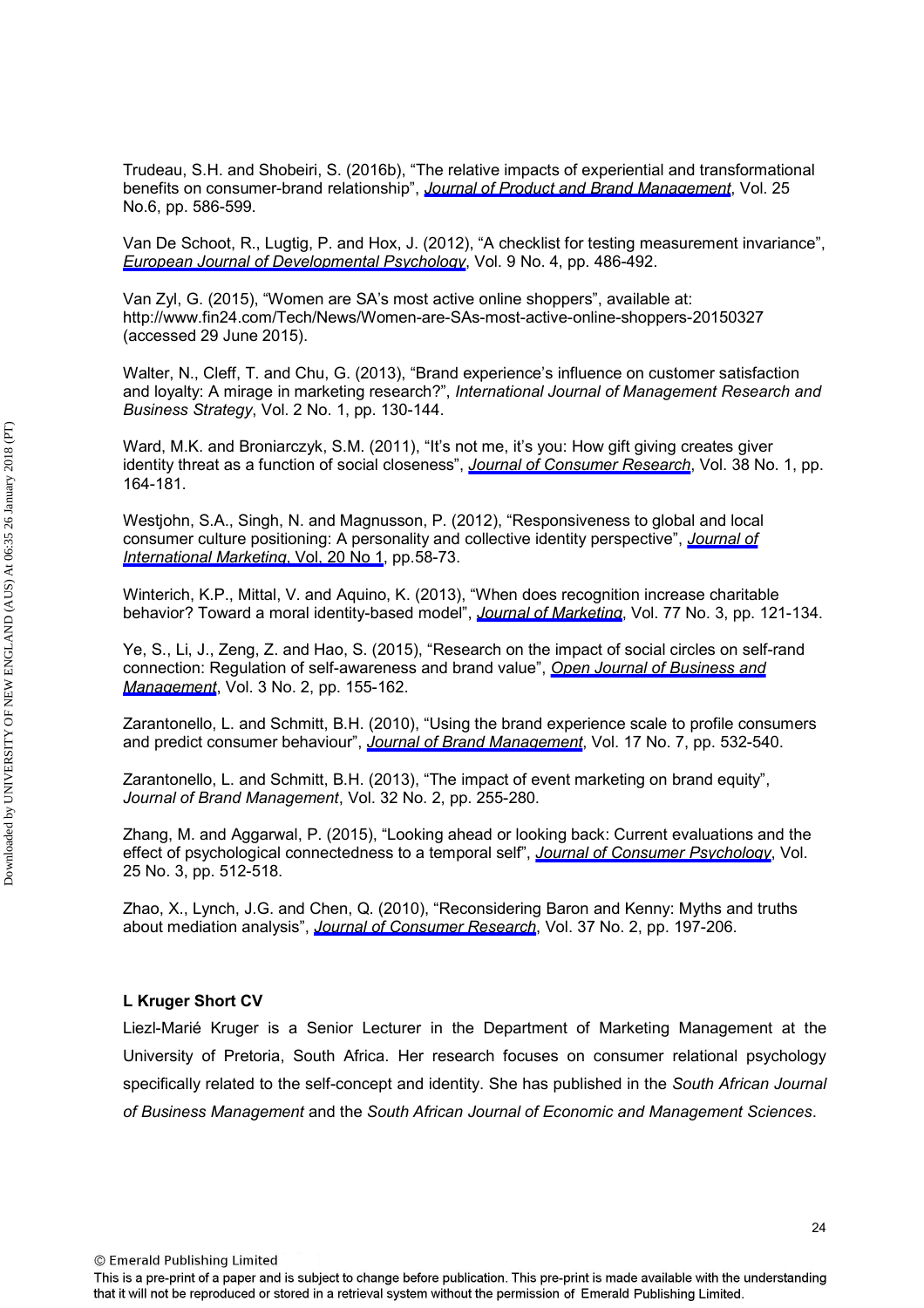Trudeau, S.H. and Shobeiri, S. (2016b), “The relative impacts of experiential and transformational benefits on consumer-brand relationship”, *Journal of Product and Brand Management*, Vol. 25 No.6, pp. 586-599.

Van De Schoot, R., Lugtig, P. and Hox, J. (2012), “A checklist for testing measurement invariance”, *European Journal of Developmental Psychology*, Vol. 9 No. 4, pp. 486-492.

Van Zyl, G. (2015), “Women are SA’s most active online shoppers”, available at: http://www.fin24.com/Tech/News/Women-are-SAs-most-active-online-shoppers-20150327 (accessed 29 June 2015).

Walter, N., Cleff, T. and Chu, G. (2013), “Brand experience’s influence on customer satisfaction and loyalty: A mirage in marketing research?”, *International Journal of Management Research and Business Strategy*, Vol. 2 No. 1, pp. 130-144.

Ward, M.K. and Broniarczyk, S.M. (2011), “It’s not me, it’s you: How gift giving creates giver identity threat as a function of social closeness”, *Journal of Consumer Research*, Vol. 38 No. 1, pp. 164-181.

Westjohn, S.A., Singh, N. and Magnusson, P. (2012), “Responsiveness to global and local consumer culture positioning: A personality and collective identity perspective”, *Journal of International Marketing*, Vol. 20 No 1, pp.58-73.

Winterich, K.P., Mittal, V. and Aquino, K. (2013), “When does recognition increase charitable behavior? Toward a moral identity-based model”, *Journal of Marketing*, Vol. 77 No. 3, pp. 121-134.

Ye, S., Li, J., Zeng, Z. and Hao, S. (2015), “Research on the impact of social circles on self-rand connection: Regulation of self-awareness and brand value”, *Open Journal of Business and Management*, Vol. 3 No. 2, pp. 155-162.

Zarantonello, L. and Schmitt, B.H. (2010), “Using the brand experience scale to profile consumers and predict consumer behaviour”, *Journal of Brand Management*, Vol. 17 No. 7, pp. 532-540.

Zarantonello, L. and Schmitt, B.H. (2013), “The impact of event marketing on brand equity”, *Journal of Brand Management*, Vol. 32 No. 2, pp. 255-280.

Zhang, M. and Aggarwal, P. (2015), “Looking ahead or looking back: Current evaluations and the effect of psychological connectedness to a temporal self”, *Journal of Consumer Psychology*, Vol. 25 No. 3, pp. 512-518.

Zhao, X., Lynch, J.G. and Chen, Q. (2010), “Reconsidering Baron and Kenny: Myths and truths about mediation analysis”, *Journal of Consumer Research*, Vol. 37 No. 2, pp. 197-206.

**L Kruger Short CV**

Liezl-Marié Kruger is a Senior Lecturer in the Department of Marketing Management at the University of Pretoria, South Africa. Her research focuses on consumer relational psychology specifically related to the self-concept and identity. She has published in the *South African Journal of Business Management* and the *South African Journal of Economic and Management Sciences*.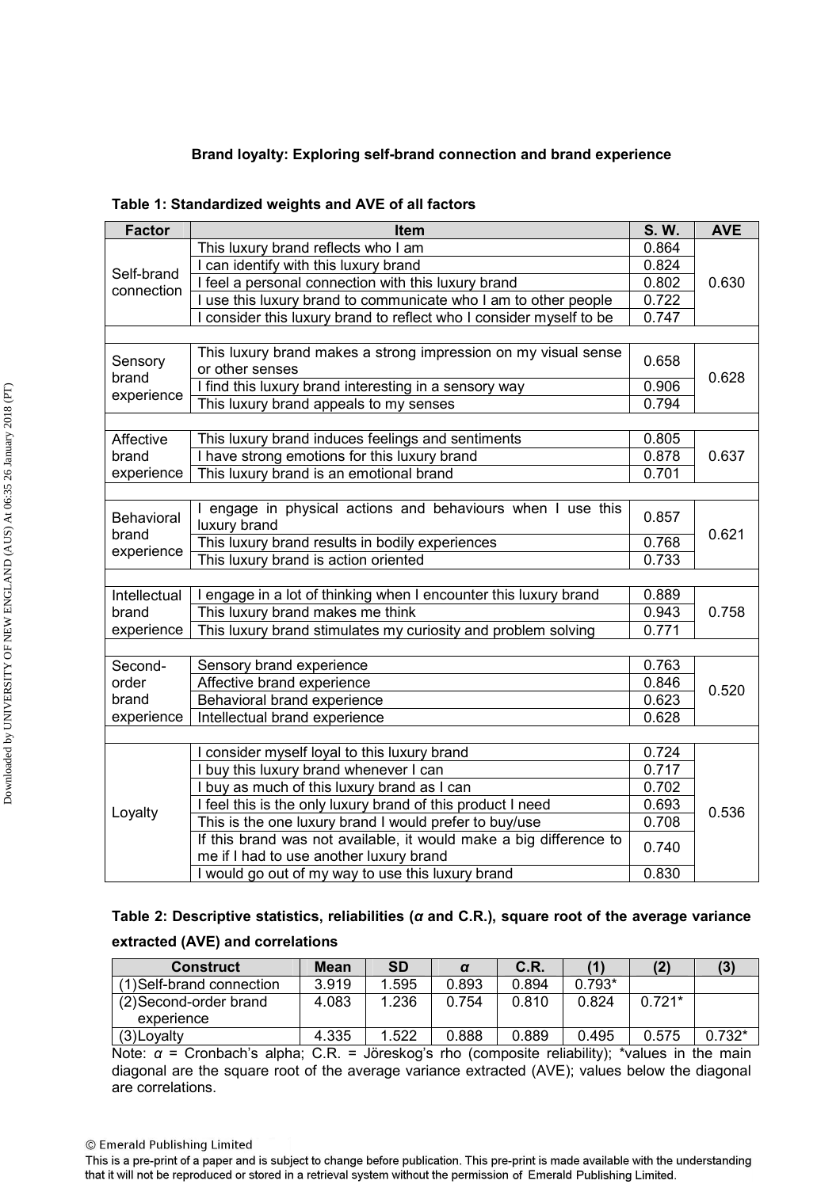**Brand loyalty: Exploring self-brand connection and brand experience**

**Table 1: Standardized weights and AVE of all factors**

| Factor | Item | S. W. | AVE |
|---|---|---|---|
| Self-brand connection | This luxury brand reflects who I am | 0.864 | 0.630 |
| | I can identify with this luxury brand | 0.824 | |
| | I feel a personal connection with this luxury brand | 0.802 | |
| | I use this luxury brand to communicate who I am to other people | 0.722 | |
| | I consider this luxury brand to reflect who I consider myself to be | 0.747 | |
| | | | |
| Sensory brand experience | This luxury brand makes a strong impression on my visual sense or other senses | 0.658 | 0.628 |
| | I find this luxury brand interesting in a sensory way | 0.906 | |
| | This luxury brand appeals to my senses | 0.794 | |
| | | | |
| Affective brand experience | This luxury brand induces feelings and sentiments | 0.805 | 0.637 |
| | I have strong emotions for this luxury brand | 0.878 | |
| | This luxury brand is an emotional brand | 0.701 | |
| | | | |
| Behavioral brand experience | I engage in physical actions and behaviours when I use this luxury brand | 0.857 | 0.621 |
| | This luxury brand results in bodily experiences | 0.768 | |
| | This luxury brand is action oriented | 0.733 | |
| | | | |
| Intellectual brand experience | I engage in a lot of thinking when I encounter this luxury brand | 0.889 | 0.758 |
| | This luxury brand makes me think | 0.943 | |
| | This luxury brand stimulates my curiosity and problem solving | 0.771 | |
| | | | |
| Second-order brand experience | Sensory brand experience | 0.763 | 0.520 |
| | Affective brand experience | 0.846 | |
| | Behavioral brand experience | 0.623 | |
| | Intellectual brand experience | 0.628 | |
| | | | |
| Loyalty | I consider myself loyal to this luxury brand | 0.724 | 0.536 |
| | I buy this luxury brand whenever I can | 0.717 | |
| | I buy as much of this luxury brand as I can | 0.702 | |
| | I feel this is the only luxury brand of this product I need | 0.693 | |
| | This is the one luxury brand I would prefer to buy/use | 0.708 | |
| | If this brand was not available, it would make a big difference to me if I had to use another luxury brand | 0.740 | |
| | I would go out of my way to use this luxury brand | 0.830 | |

**Table 2: Descriptive statistics, reliabilities ($\alpha$ and C.R.), square root of the average variance extracted (AVE) and correlations**

| Construct | Mean | SD | $\alpha$ | C.R. | (1) | (2) | (3) |
|---|---|---|---|---|---|---|---|
| (1) Self-brand connection | 3.919 | 1.595 | 0.893 | 0.894 | 0.793* | | |
| (2) Second-order brand experience | 4.083 | 1.236 | 0.754 | 0.810 | 0.824 | 0.721* | |
| (3) Loyalty | 4.335 | 1.522 | 0.888 | 0.889 | 0.495 | 0.575 | 0.732* |

Note: $\alpha$ = Cronbach's alpha; C.R. = Jöreskog's rho (composite reliability); *values in the main diagonal are the square root of the average variance extracted (AVE); values below the diagonal are correlations.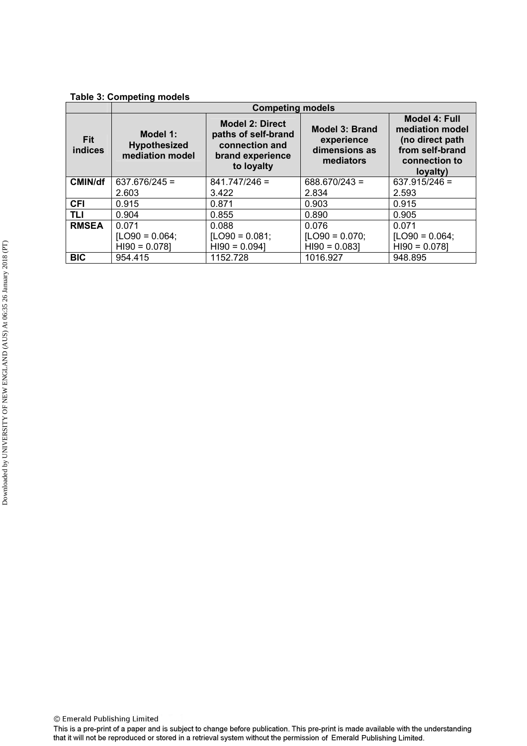**Table 3: Competing models**

| Fit indices | Competing models | | | |
|---|---|---|---|---|
| | Model 1: Hypothesized mediation model | Model 2: Direct paths of self-brand connection and brand experience to loyalty | Model 3: Brand experience dimensions as mediators | Model 4: Full mediation model (no direct path from self-brand connection to loyalty) |
| **CMIN/df** | 637.676/245 = 2.603 | 841.747/246 = 3.422 | 688.670/243 = 2.834 | 637.915/246 = 2.593 |
| **CFI** | 0.915 | 0.871 | 0.903 | 0.915 |
| **TLI** | 0.904 | 0.855 | 0.890 | 0.905 |
| **RMSEA** | 0.071 [LO90 = 0.064; HI90 = 0.078] | 0.088 [LO90 = 0.081; HI90 = 0.094] | 0.076 [LO90 = 0.070; HI90 = 0.083] | 0.071 [LO90 = 0.064; HI90 = 0.078] |
| **BIC** | 954.415 | 1152.728 | 1016.927 | 948.895 |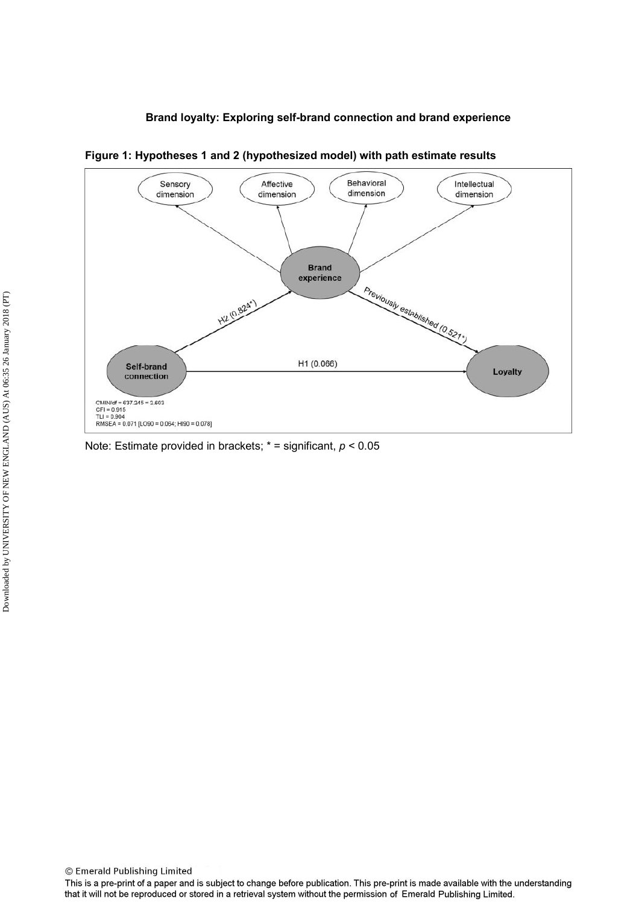**Brand loyalty: Exploring self-brand connection and brand experience**

**Figure 1: Hypotheses 1 and 2 (hypothesized model) with path estimate results**

Sensory dimension

Affective dimension

Behavioral dimension

Intellectual dimension

Brand experience

H2 (0.824*)

Previously established (0.521*)

Self-brand connection

H1 (0.066)

Loyalty

CMIN/df = 637.245 = 2.603

CFI = 0.915

TLI = 0.904

RMSEA = 0.071 [LO90 = 0.064; HI90 = 0.078]

Note: Estimate provided in brackets; * = significant, $p < 0.05$